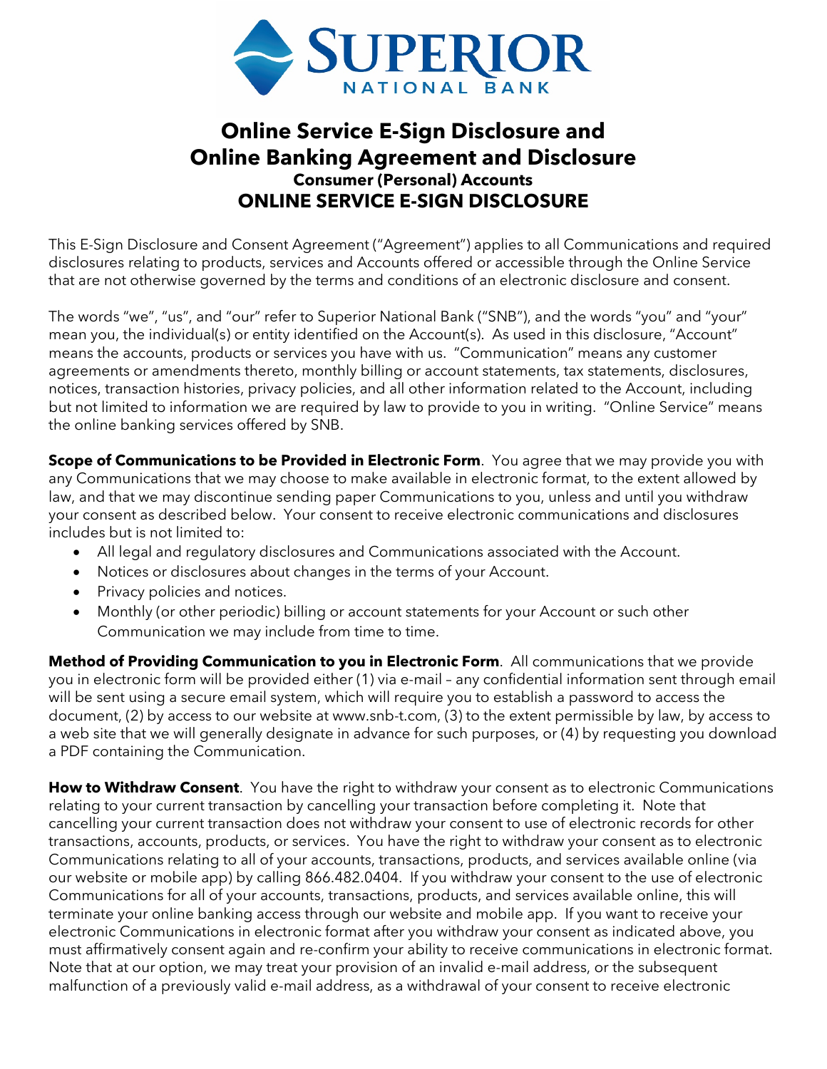# SUPERIOR NATIONAL BANK

# Online Service E-Sign Disclosure and Online Banking Agreement and Disclosure

### Consumer (Personal) Accounts

## ONLINE SERVICE E-SIGN DISCLOSURE

This E-Sign Disclosure and Consent Agreement ("Agreement") applies to all Communications and required disclosures relating to products, services and Accounts offered or accessible through the Online Service that are not otherwise governed by the terms and conditions of an electronic disclosure and consent.

The words "we", "us", and "our" refer to Superior National Bank ("SNB"), and the words "you" and "your" mean you, the individual(s) or entity identified on the Account(s). As used in this disclosure, "Account" means the accounts, products or services you have with us. "Communication" means any customer agreements or amendments thereto, monthly billing or account statements, tax statements, disclosures, notices, transaction histories, privacy policies, and all other information related to the Account, including but not limited to information we are required by law to provide to you in writing. "Online Service" means the online banking services offered by SNB.

**Scope of Communications to be Provided in Electronic Form**. You agree that we may provide you with any Communications that we may choose to make available in electronic format, to the extent allowed by law, and that we may discontinue sending paper Communications to you, unless and until you withdraw your consent as described below. Your consent to receive electronic communications and disclosures includes but is not limited to:

- All legal and regulatory disclosures and Communications associated with the Account.
- Notices or disclosures about changes in the terms of your Account.
- Privacy policies and notices.
- Monthly (or other periodic) billing or account statements for your Account or such other Communication we may include from time to time.

**Method of Providing Communication to you in Electronic Form**. All communications that we provide you in electronic form will be provided either (1) via e-mail – any confidential information sent through email will be sent using a secure email system, which will require you to establish a password to access the document, (2) by access to our website at www.snb-t.com, (3) to the extent permissible by law, by access to a web site that we will generally designate in advance for such purposes, or (4) by requesting you download a PDF containing the Communication.

**How to Withdraw Consent**. You have the right to withdraw your consent as to electronic Communications relating to your current transaction by cancelling your transaction before completing it. Note that cancelling your current transaction does not withdraw your consent to use of electronic records for other transactions, accounts, products, or services. You have the right to withdraw your consent as to electronic Communications relating to all of your accounts, transactions, products, and services available online (via our website or mobile app) by calling 866.482.0404. If you withdraw your consent to the use of electronic Communications for all of your accounts, transactions, products, and services available online, this will terminate your online banking access through our website and mobile app. If you want to receive your electronic Communications in electronic format after you withdraw your consent as indicated above, you must affirmatively consent again and re-confirm your ability to receive communications in electronic format. Note that at our option, we may treat your provision of an invalid e-mail address, or the subsequent malfunction of a previously valid e-mail address, as a withdrawal of your consent to receive electronic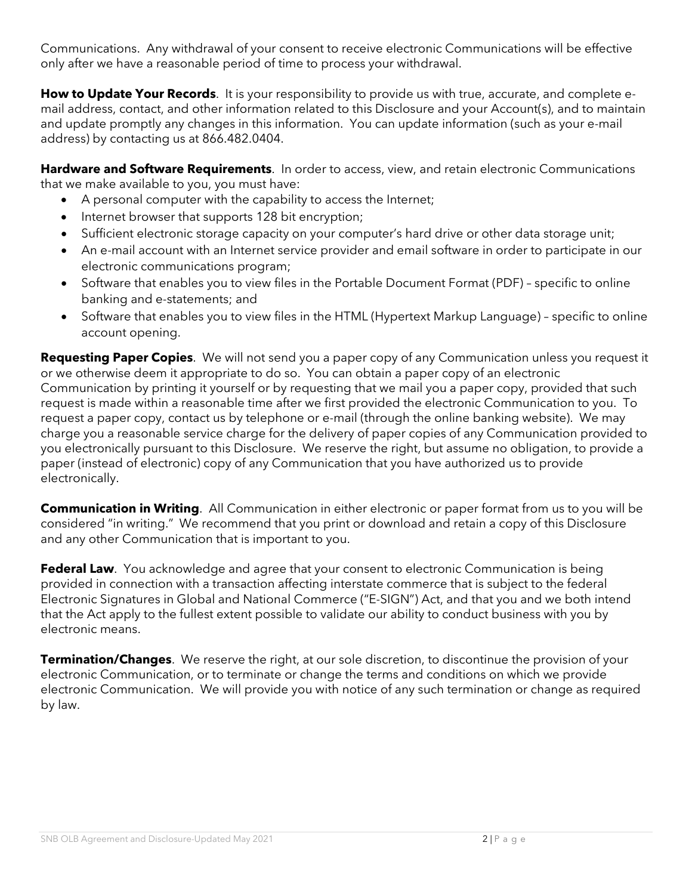Communications. Any withdrawal of your consent to receive electronic Communications will be effective only after we have a reasonable period of time to process your withdrawal.

**How to Update Your Records**. It is your responsibility to provide us with true, accurate, and complete e-mail address, contact, and other information related to this Disclosure and your Account(s), and to maintain and update promptly any changes in this information. You can update information (such as your e-mail address) by contacting us at 866.482.0404.

**Hardware and Software Requirements**. In order to access, view, and retain electronic Communications that we make available to you, you must have:

- A personal computer with the capability to access the Internet;
- Internet browser that supports 128 bit encryption;
- Sufficient electronic storage capacity on your computer's hard drive or other data storage unit;
- An e-mail account with an Internet service provider and email software in order to participate in our electronic communications program;
- Software that enables you to view files in the Portable Document Format (PDF) – specific to online banking and e-statements; and
- Software that enables you to view files in the HTML (Hypertext Markup Language) – specific to online account opening.

**Requesting Paper Copies**. We will not send you a paper copy of any Communication unless you request it or we otherwise deem it appropriate to do so. You can obtain a paper copy of an electronic Communication by printing it yourself or by requesting that we mail you a paper copy, provided that such request is made within a reasonable time after we first provided the electronic Communication to you. To request a paper copy, contact us by telephone or e-mail (through the online banking website). We may charge you a reasonable service charge for the delivery of paper copies of any Communication provided to you electronically pursuant to this Disclosure. We reserve the right, but assume no obligation, to provide a paper (instead of electronic) copy of any Communication that you have authorized us to provide electronically.

**Communication in Writing**. All Communication in either electronic or paper format from us to you will be considered "in writing." We recommend that you print or download and retain a copy of this Disclosure and any other Communication that is important to you.

**Federal Law**. You acknowledge and agree that your consent to electronic Communication is being provided in connection with a transaction affecting interstate commerce that is subject to the federal Electronic Signatures in Global and National Commerce ("E-SIGN") Act, and that you and we both intend that the Act apply to the fullest extent possible to validate our ability to conduct business with you by electronic means.

**Termination/Changes**. We reserve the right, at our sole discretion, to discontinue the provision of your electronic Communication, or to terminate or change the terms and conditions on which we provide electronic Communication. We will provide you with notice of any such termination or change as required by law.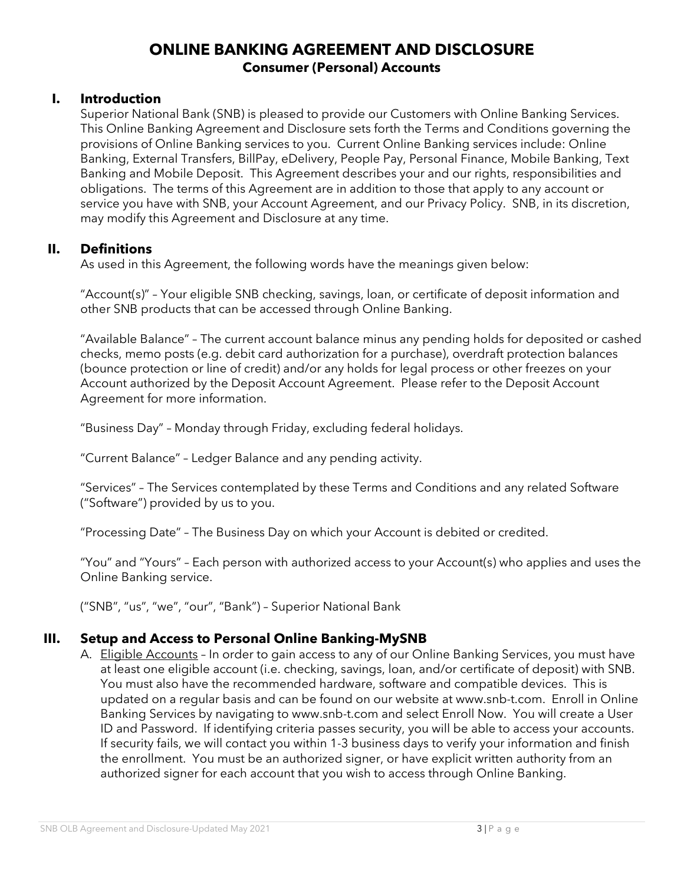# ONLINE BANKING AGREEMENT AND DISCLOSURE

## Consumer (Personal) Accounts

## I. Introduction

Superior National Bank (SNB) is pleased to provide our Customers with Online Banking Services. This Online Banking Agreement and Disclosure sets forth the Terms and Conditions governing the provisions of Online Banking services to you. Current Online Banking services include: Online Banking, External Transfers, BillPay, eDelivery, People Pay, Personal Finance, Mobile Banking, Text Banking and Mobile Deposit. This Agreement describes your and our rights, responsibilities and obligations. The terms of this Agreement are in addition to those that apply to any account or service you have with SNB, your Account Agreement, and our Privacy Policy. SNB, in its discretion, may modify this Agreement and Disclosure at any time.

## II. Definitions

As used in this Agreement, the following words have the meanings given below:

"Account(s)" – Your eligible SNB checking, savings, loan, or certificate of deposit information and other SNB products that can be accessed through Online Banking.

"Available Balance" – The current account balance minus any pending holds for deposited or cashed checks, memo posts (e.g. debit card authorization for a purchase), overdraft protection balances (bounce protection or line of credit) and/or any holds for legal process or other freezes on your Account authorized by the Deposit Account Agreement. Please refer to the Deposit Account Agreement for more information.

"Business Day" – Monday through Friday, excluding federal holidays.

"Current Balance" – Ledger Balance and any pending activity.

"Services" – The Services contemplated by these Terms and Conditions and any related Software ("Software") provided by us to you.

"Processing Date" – The Business Day on which your Account is debited or credited.

"You" and "Yours" – Each person with authorized access to your Account(s) who applies and uses the Online Banking service.

("SNB", "us", "we", "our", "Bank") – Superior National Bank

## III. Setup and Access to Personal Online Banking-MySNB

A. Eligible Accounts – In order to gain access to any of our Online Banking Services, you must have at least one eligible account (i.e. checking, savings, loan, and/or certificate of deposit) with SNB. You must also have the recommended hardware, software and compatible devices. This is updated on a regular basis and can be found on our website at www.snb-t.com. Enroll in Online Banking Services by navigating to www.snb-t.com and select Enroll Now. You will create a User ID and Password. If identifying criteria passes security, you will be able to access your accounts. If security fails, we will contact you within 1-3 business days to verify your information and finish the enrollment. You must be an authorized signer, or have explicit written authority from an authorized signer for each account that you wish to access through Online Banking.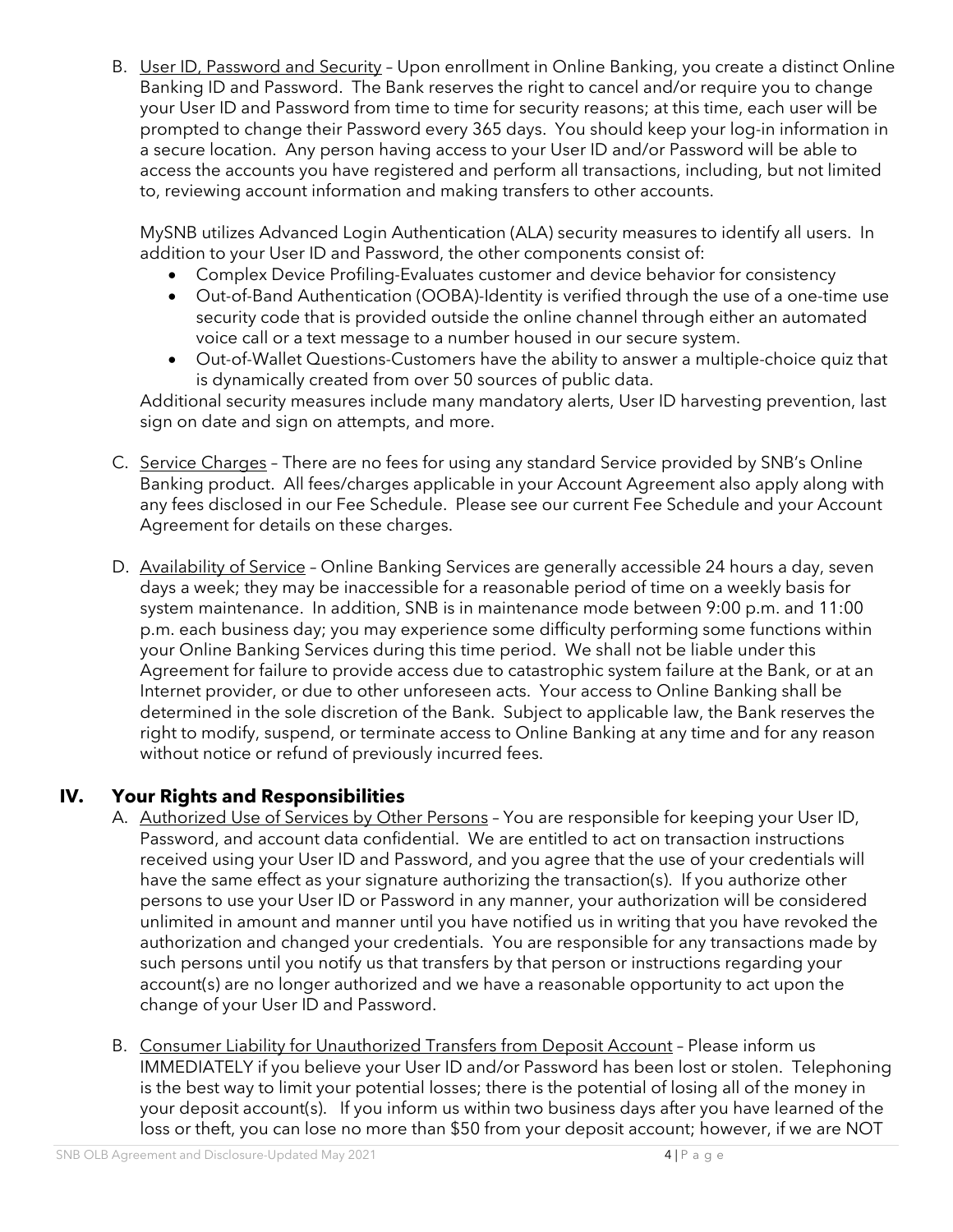B. <u>User ID, Password and Security</u> – Upon enrollment in Online Banking, you create a distinct Online Banking ID and Password. The Bank reserves the right to cancel and/or require you to change your User ID and Password from time to time for security reasons; at this time, each user will be prompted to change their Password every 365 days. You should keep your log-in information in a secure location. Any person having access to your User ID and/or Password will be able to access the accounts you have registered and perform all transactions, including, but not limited to, reviewing account information and making transfers to other accounts.

   MySNB utilizes Advanced Login Authentication (ALA) security measures to identify all users. In addition to your User ID and Password, the other components consist of:

   - Complex Device Profiling-Evaluates customer and device behavior for consistency
   - Out-of-Band Authentication (OOBA)-Identity is verified through the use of a one-time use security code that is provided outside the online channel through either an automated voice call or a text message to a number housed in our secure system.
   - Out-of-Wallet Questions-Customers have the ability to answer a multiple-choice quiz that is dynamically created from over 50 sources of public data.

   Additional security measures include many mandatory alerts, User ID harvesting prevention, last sign on date and sign on attempts, and more.

C. <u>Service Charges</u> – There are no fees for using any standard Service provided by SNB's Online Banking product. All fees/charges applicable in your Account Agreement also apply along with any fees disclosed in our Fee Schedule. Please see our current Fee Schedule and your Account Agreement for details on these charges.

D. <u>Availability of Service</u> – Online Banking Services are generally accessible 24 hours a day, seven days a week; they may be inaccessible for a reasonable period of time on a weekly basis for system maintenance. In addition, SNB is in maintenance mode between 9:00 p.m. and 11:00 p.m. each business day; you may experience some difficulty performing some functions within your Online Banking Services during this time period. We shall not be liable under this Agreement for failure to provide access due to catastrophic system failure at the Bank, or at an Internet provider, or due to other unforeseen acts. Your access to Online Banking shall be determined in the sole discretion of the Bank. Subject to applicable law, the Bank reserves the right to modify, suspend, or terminate access to Online Banking at any time and for any reason without notice or refund of previously incurred fees.

## IV. Your Rights and Responsibilities

A. <u>Authorized Use of Services by Other Persons</u> – You are responsible for keeping your User ID, Password, and account data confidential. We are entitled to act on transaction instructions received using your User ID and Password, and you agree that the use of your credentials will have the same effect as your signature authorizing the transaction(s). If you authorize other persons to use your User ID or Password in any manner, your authorization will be considered unlimited in amount and manner until you have notified us in writing that you have revoked the authorization and changed your credentials. You are responsible for any transactions made by such persons until you notify us that transfers by that person or instructions regarding your account(s) are no longer authorized and we have a reasonable opportunity to act upon the change of your User ID and Password.

B. <u>Consumer Liability for Unauthorized Transfers from Deposit Account</u> – Please inform us IMMEDIATELY if you believe your User ID and/or Password has been lost or stolen. Telephoning is the best way to limit your potential losses; there is the potential of losing all of the money in your deposit account(s). If you inform us within two business days after you have learned of the loss or theft, you can lose no more than $50 from your deposit account; however, if we are NOT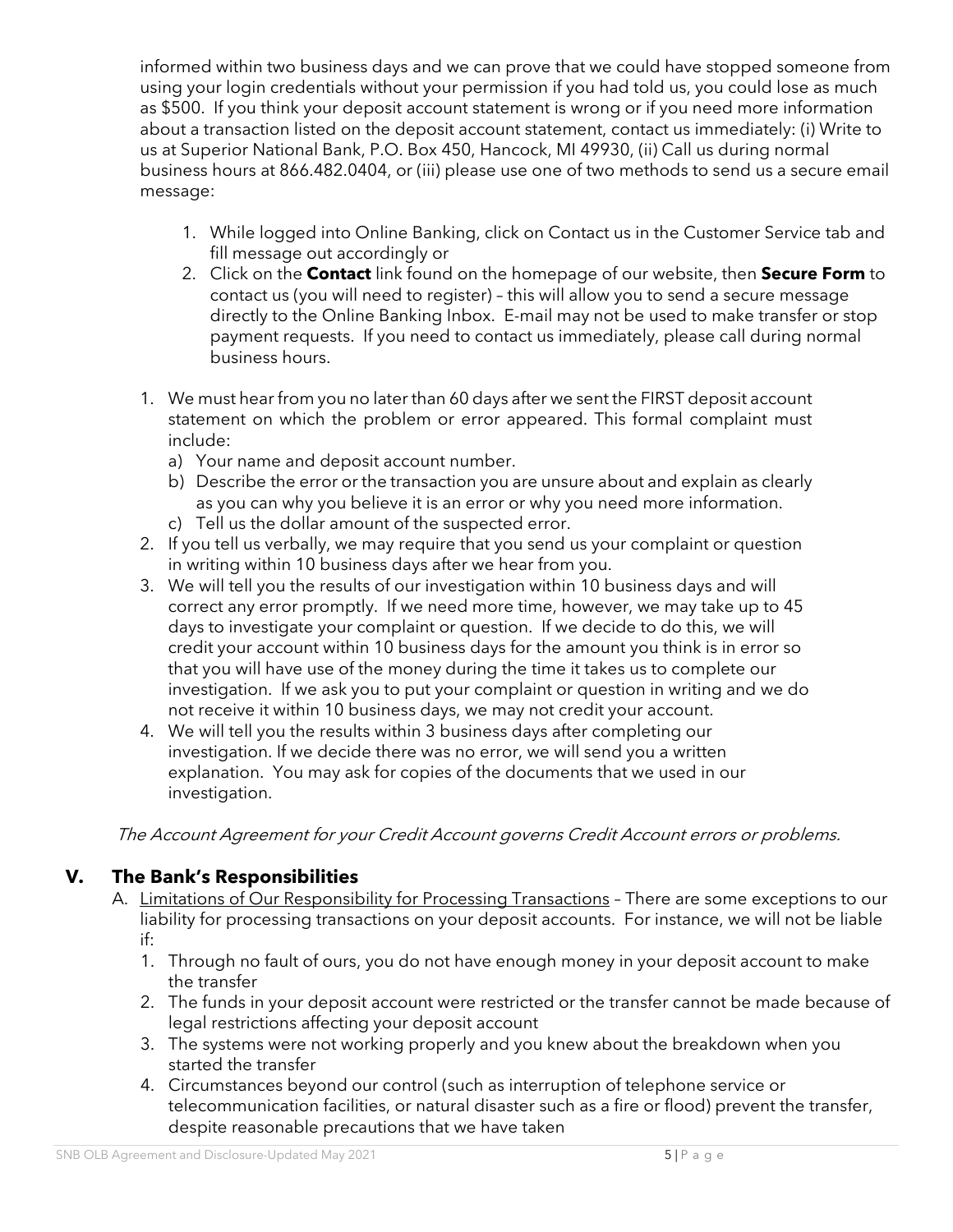informed within two business days and we can prove that we could have stopped someone from using your login credentials without your permission if you had told us, you could lose as much as $500. If you think your deposit account statement is wrong or if you need more information about a transaction listed on the deposit account statement, contact us immediately: (i) Write to us at Superior National Bank, P.O. Box 450, Hancock, MI 49930, (ii) Call us during normal business hours at 866.482.0404, or (iii) please use one of two methods to send us a secure email message:

1. While logged into Online Banking, click on Contact us in the Customer Service tab and fill message out accordingly or
2. Click on the **Contact** link found on the homepage of our website, then **Secure Form** to contact us (you will need to register) – this will allow you to send a secure message directly to the Online Banking Inbox. E-mail may not be used to make transfer or stop payment requests. If you need to contact us immediately, please call during normal business hours.

1. We must hear from you no later than 60 days after we sent the FIRST deposit account statement on which the problem or error appeared. This formal complaint must include:
   a) Your name and deposit account number.
   b) Describe the error or the transaction you are unsure about and explain as clearly as you can why you believe it is an error or why you need more information.
   c) Tell us the dollar amount of the suspected error.
2. If you tell us verbally, we may require that you send us your complaint or question in writing within 10 business days after we hear from you.
3. We will tell you the results of our investigation within 10 business days and will correct any error promptly. If we need more time, however, we may take up to 45 days to investigate your complaint or question. If we decide to do this, we will credit your account within 10 business days for the amount you think is in error so that you will have use of the money during the time it takes us to complete our investigation. If we ask you to put your complaint or question in writing and we do not receive it within 10 business days, we may not credit your account.
4. We will tell you the results within 3 business days after completing our investigation. If we decide there was no error, we will send you a written explanation. You may ask for copies of the documents that we used in our investigation.

*The Account Agreement for your Credit Account governs Credit Account errors or problems.*

## V. The Bank's Responsibilities

A. Limitations of Our Responsibility for Processing Transactions – There are some exceptions to our liability for processing transactions on your deposit accounts. For instance, we will not be liable if:

1. Through no fault of ours, you do not have enough money in your deposit account to make the transfer
2. The funds in your deposit account were restricted or the transfer cannot be made because of legal restrictions affecting your deposit account
3. The systems were not working properly and you knew about the breakdown when you started the transfer
4. Circumstances beyond our control (such as interruption of telephone service or telecommunication facilities, or natural disaster such as a fire or flood) prevent the transfer, despite reasonable precautions that we have taken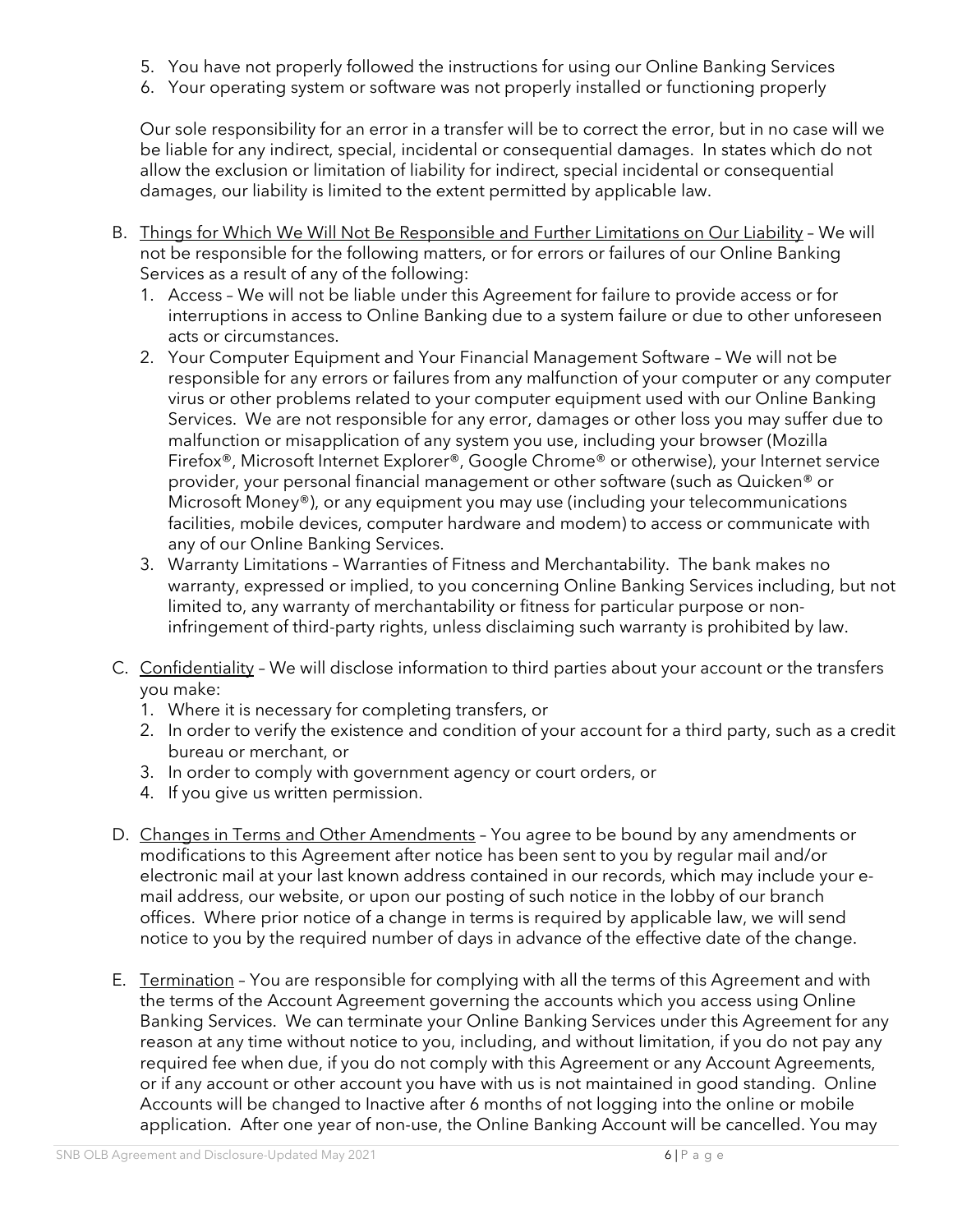5. You have not properly followed the instructions for using our Online Banking Services
6. Your operating system or software was not properly installed or functioning properly

Our sole responsibility for an error in a transfer will be to correct the error, but in no case will we be liable for any indirect, special, incidental or consequential damages. In states which do not allow the exclusion or limitation of liability for indirect, special incidental or consequential damages, our liability is limited to the extent permitted by applicable law.

B. Things for Which We Will Not Be Responsible and Further Limitations on Our Liability – We will not be responsible for the following matters, or for errors or failures of our Online Banking Services as a result of any of the following:
   1. Access – We will not be liable under this Agreement for failure to provide access or for interruptions in access to Online Banking due to a system failure or due to other unforeseen acts or circumstances.
   2. Your Computer Equipment and Your Financial Management Software – We will not be responsible for any errors or failures from any malfunction of your computer or any computer virus or other problems related to your computer equipment used with our Online Banking Services. We are not responsible for any error, damages or other loss you may suffer due to malfunction or misapplication of any system you use, including your browser (Mozilla Firefox®, Microsoft Internet Explorer®, Google Chrome® or otherwise), your Internet service provider, your personal financial management or other software (such as Quicken® or Microsoft Money®), or any equipment you may use (including your telecommunications facilities, mobile devices, computer hardware and modem) to access or communicate with any of our Online Banking Services.
   3. Warranty Limitations – Warranties of Fitness and Merchantability. The bank makes no warranty, expressed or implied, to you concerning Online Banking Services including, but not limited to, any warranty of merchantability or fitness for particular purpose or non-infringement of third-party rights, unless disclaiming such warranty is prohibited by law.

C. Confidentiality – We will disclose information to third parties about your account or the transfers you make:
   1. Where it is necessary for completing transfers, or
   2. In order to verify the existence and condition of your account for a third party, such as a credit bureau or merchant, or
   3. In order to comply with government agency or court orders, or
   4. If you give us written permission.

D. Changes in Terms and Other Amendments – You agree to be bound by any amendments or modifications to this Agreement after notice has been sent to you by regular mail and/or electronic mail at your last known address contained in our records, which may include your e-mail address, our website, or upon our posting of such notice in the lobby of our branch offices. Where prior notice of a change in terms is required by applicable law, we will send notice to you by the required number of days in advance of the effective date of the change.

E. Termination – You are responsible for complying with all the terms of this Agreement and with the terms of the Account Agreement governing the accounts which you access using Online Banking Services. We can terminate your Online Banking Services under this Agreement for any reason at any time without notice to you, including, and without limitation, if you do not pay any required fee when due, if you do not comply with this Agreement or any Account Agreements, or if any account or other account you have with us is not maintained in good standing. Online Accounts will be changed to Inactive after 6 months of not logging into the online or mobile application. After one year of non-use, the Online Banking Account will be cancelled. You may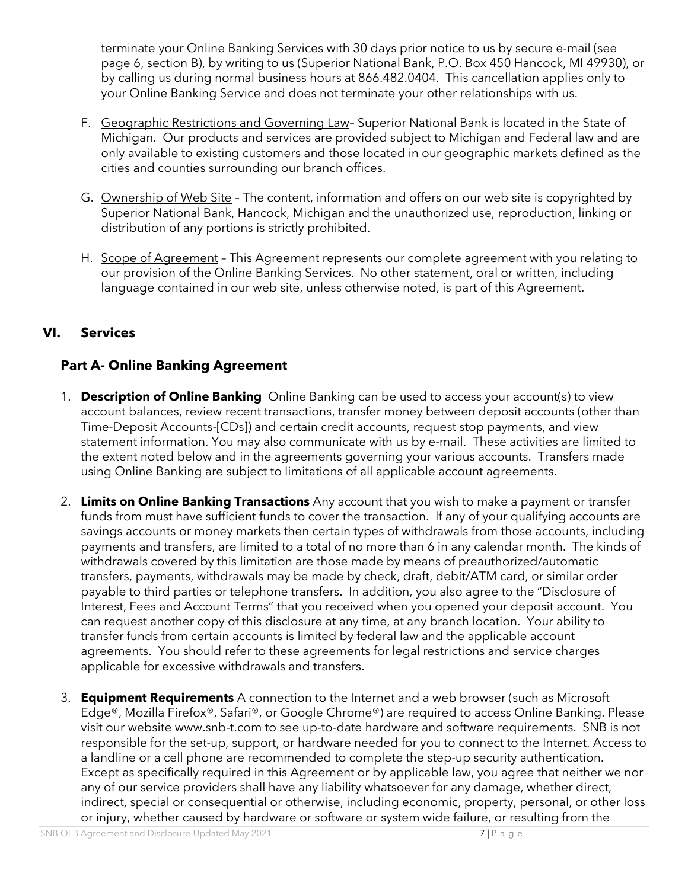terminate your Online Banking Services with 30 days prior notice to us by secure e-mail (see page 6, section B), by writing to us (Superior National Bank, P.O. Box 450 Hancock, MI 49930), or by calling us during normal business hours at 866.482.0404. This cancellation applies only to your Online Banking Service and does not terminate your other relationships with us.

F. Geographic Restrictions and Governing Law– Superior National Bank is located in the State of Michigan. Our products and services are provided subject to Michigan and Federal law and are only available to existing customers and those located in our geographic markets defined as the cities and counties surrounding our branch offices.

G. Ownership of Web Site – The content, information and offers on our web site is copyrighted by Superior National Bank, Hancock, Michigan and the unauthorized use, reproduction, linking or distribution of any portions is strictly prohibited.

H. Scope of Agreement – This Agreement represents our complete agreement with you relating to our provision of the Online Banking Services. No other statement, oral or written, including language contained in our web site, unless otherwise noted, is part of this Agreement.

## VI. Services

### Part A- Online Banking Agreement

1. **Description of Online Banking** Online Banking can be used to access your account(s) to view account balances, review recent transactions, transfer money between deposit accounts (other than Time-Deposit Accounts-[CDs]) and certain credit accounts, request stop payments, and view statement information. You may also communicate with us by e-mail. These activities are limited to the extent noted below and in the agreements governing your various accounts. Transfers made using Online Banking are subject to limitations of all applicable account agreements.

2. **Limits on Online Banking Transactions** Any account that you wish to make a payment or transfer funds from must have sufficient funds to cover the transaction. If any of your qualifying accounts are savings accounts or money markets then certain types of withdrawals from those accounts, including payments and transfers, are limited to a total of no more than 6 in any calendar month. The kinds of withdrawals covered by this limitation are those made by means of preauthorized/automatic transfers, payments, withdrawals may be made by check, draft, debit/ATM card, or similar order payable to third parties or telephone transfers. In addition, you also agree to the "Disclosure of Interest, Fees and Account Terms" that you received when you opened your deposit account. You can request another copy of this disclosure at any time, at any branch location. Your ability to transfer funds from certain accounts is limited by federal law and the applicable account agreements. You should refer to these agreements for legal restrictions and service charges applicable for excessive withdrawals and transfers.

3. **Equipment Requirements** A connection to the Internet and a web browser (such as Microsoft Edge®, Mozilla Firefox®, Safari®, or Google Chrome®) are required to access Online Banking. Please visit our website www.snb-t.com to see up-to-date hardware and software requirements. SNB is not responsible for the set-up, support, or hardware needed for you to connect to the Internet. Access to a landline or a cell phone are recommended to complete the step-up security authentication. Except as specifically required in this Agreement or by applicable law, you agree that neither we nor any of our service providers shall have any liability whatsoever for any damage, whether direct, indirect, special or consequential or otherwise, including economic, property, personal, or other loss or injury, whether caused by hardware or software or system wide failure, or resulting from the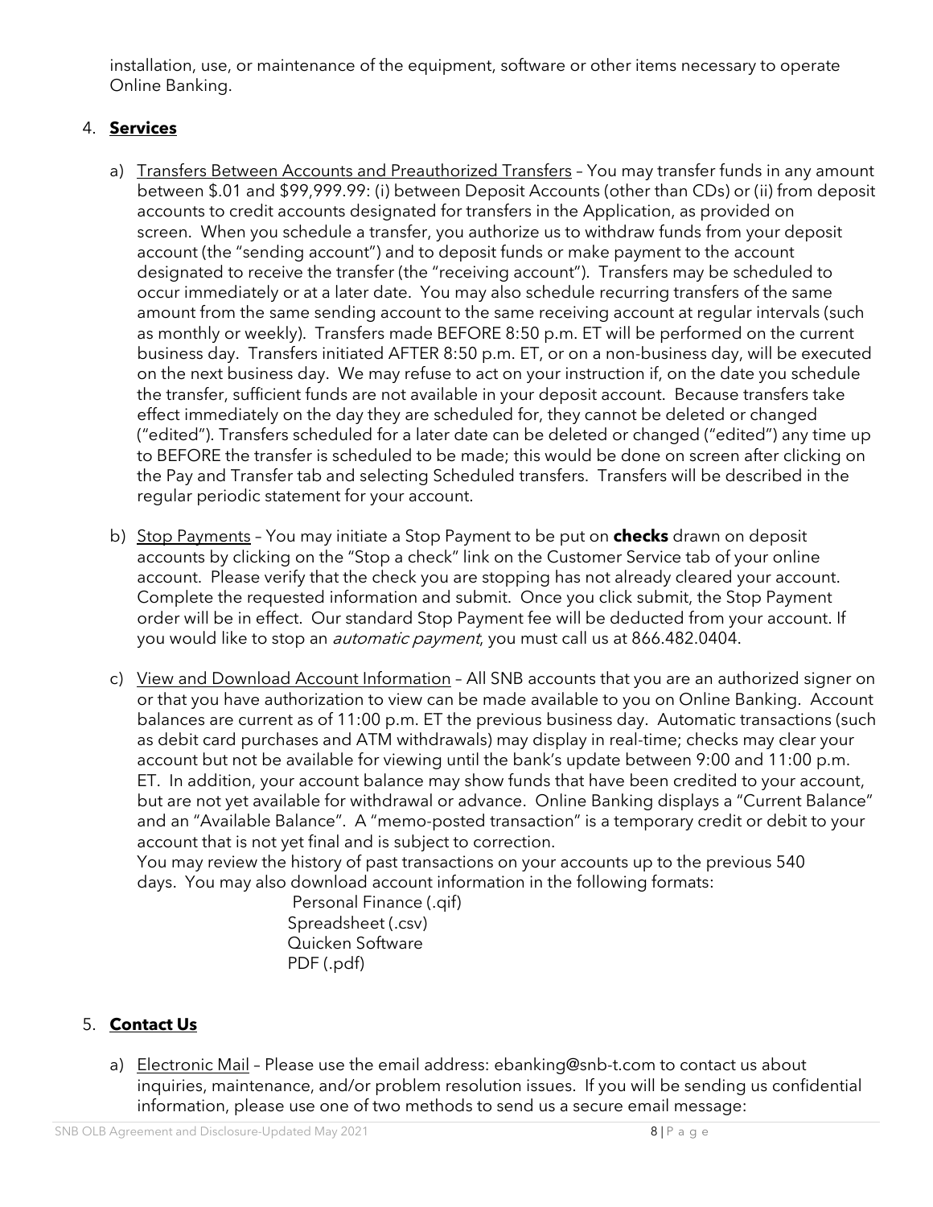installation, use, or maintenance of the equipment, software or other items necessary to operate Online Banking.

4. **Services**

   a) Transfers Between Accounts and Preauthorized Transfers – You may transfer funds in any amount between $.01 and $99,999.99: (i) between Deposit Accounts (other than CDs) or (ii) from deposit accounts to credit accounts designated for transfers in the Application, as provided on screen. When you schedule a transfer, you authorize us to withdraw funds from your deposit account (the "sending account") and to deposit funds or make payment to the account designated to receive the transfer (the "receiving account"). Transfers may be scheduled to occur immediately or at a later date. You may also schedule recurring transfers of the same amount from the same sending account to the same receiving account at regular intervals (such as monthly or weekly). Transfers made BEFORE 8:50 p.m. ET will be performed on the current business day. Transfers initiated AFTER 8:50 p.m. ET, or on a non-business day, will be executed on the next business day. We may refuse to act on your instruction if, on the date you schedule the transfer, sufficient funds are not available in your deposit account. Because transfers take effect immediately on the day they are scheduled for, they cannot be deleted or changed ("edited"). Transfers scheduled for a later date can be deleted or changed ("edited") any time up to BEFORE the transfer is scheduled to be made; this would be done on screen after clicking on the Pay and Transfer tab and selecting Scheduled transfers. Transfers will be described in the regular periodic statement for your account.

   b) Stop Payments – You may initiate a Stop Payment to be put on **checks** drawn on deposit accounts by clicking on the "Stop a check" link on the Customer Service tab of your online account. Please verify that the check you are stopping has not already cleared your account. Complete the requested information and submit. Once you click submit, the Stop Payment order will be in effect. Our standard Stop Payment fee will be deducted from your account. If you would like to stop an *automatic payment*, you must call us at 866.482.0404.

   c) View and Download Account Information – All SNB accounts that you are an authorized signer on or that you have authorization to view can be made available to you on Online Banking. Account balances are current as of 11:00 p.m. ET the previous business day. Automatic transactions (such as debit card purchases and ATM withdrawals) may display in real-time; checks may clear your account but not be available for viewing until the bank's update between 9:00 and 11:00 p.m. ET. In addition, your account balance may show funds that have been credited to your account, but are not yet available for withdrawal or advance. Online Banking displays a "Current Balance" and an "Available Balance". A "memo-posted transaction" is a temporary credit or debit to your account that is not yet final and is subject to correction.
   You may review the history of past transactions on your accounts up to the previous 540 days. You may also download account information in the following formats:
   Personal Finance (.qif)
   Spreadsheet (.csv)
   Quicken Software
   PDF (.pdf)

5. **Contact Us**

   a) Electronic Mail – Please use the email address: ebanking@snb-t.com to contact us about inquiries, maintenance, and/or problem resolution issues. If you will be sending us confidential information, please use one of two methods to send us a secure email message: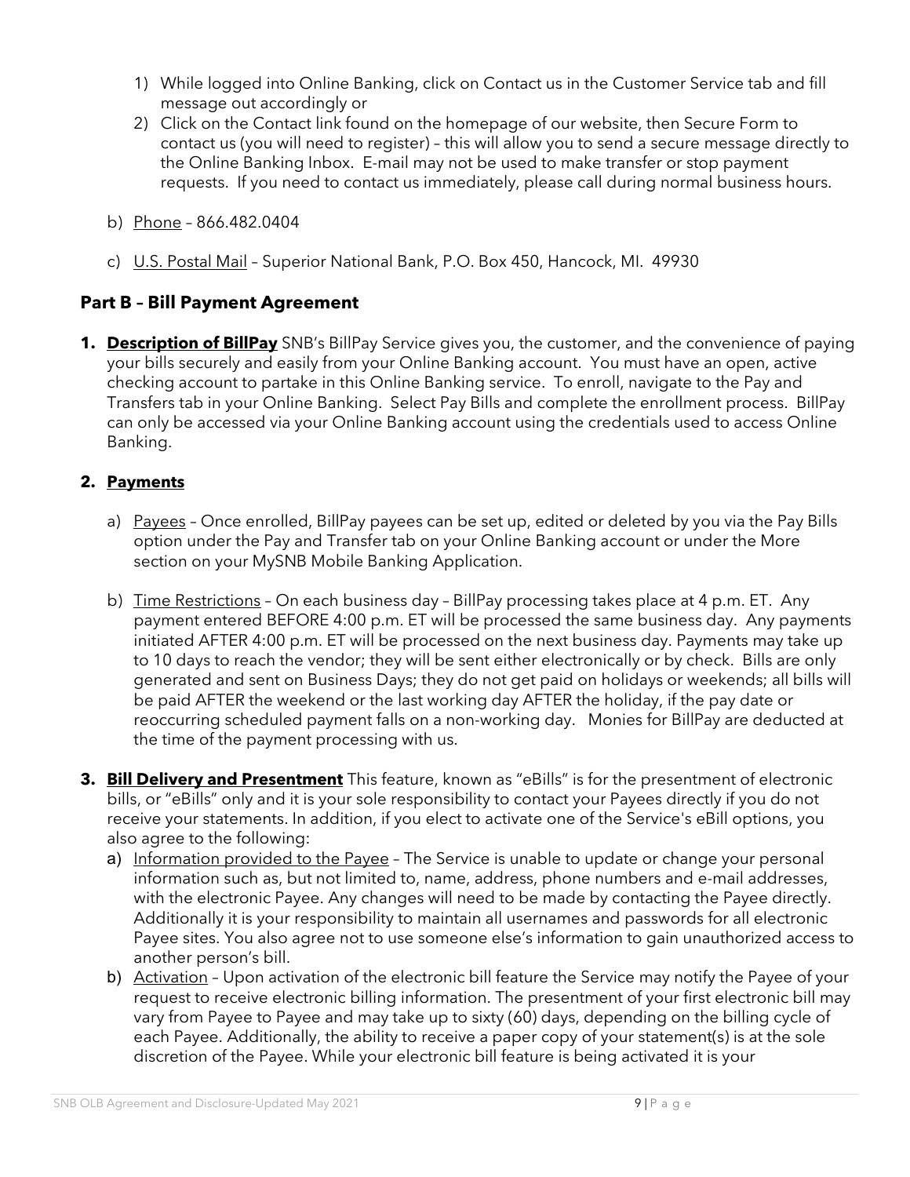1) While logged into Online Banking, click on Contact us in the Customer Service tab and fill message out accordingly or
2) Click on the Contact link found on the homepage of our website, then Secure Form to contact us (you will need to register) – this will allow you to send a secure message directly to the Online Banking Inbox. E-mail may not be used to make transfer or stop payment requests. If you need to contact us immediately, please call during normal business hours.

b) Phone – 866.482.0404

c) U.S. Postal Mail – Superior National Bank, P.O. Box 450, Hancock, MI. 49930

## Part B – Bill Payment Agreement

**1. Description of BillPay** SNB's BillPay Service gives you, the customer, and the convenience of paying your bills securely and easily from your Online Banking account. You must have an open, active checking account to partake in this Online Banking service. To enroll, navigate to the Pay and Transfers tab in your Online Banking. Select Pay Bills and complete the enrollment process. BillPay can only be accessed via your Online Banking account using the credentials used to access Online Banking.

**2. Payments**

a) Payees – Once enrolled, BillPay payees can be set up, edited or deleted by you via the Pay Bills option under the Pay and Transfer tab on your Online Banking account or under the More section on your MySNB Mobile Banking Application.

b) Time Restrictions – On each business day – BillPay processing takes place at 4 p.m. ET. Any payment entered BEFORE 4:00 p.m. ET will be processed the same business day. Any payments initiated AFTER 4:00 p.m. ET will be processed on the next business day. Payments may take up to 10 days to reach the vendor; they will be sent either electronically or by check. Bills are only generated and sent on Business Days; they do not get paid on holidays or weekends; all bills will be paid AFTER the weekend or the last working day AFTER the holiday, if the pay date or reoccurring scheduled payment falls on a non-working day. Monies for BillPay are deducted at the time of the payment processing with us.

**3. Bill Delivery and Presentment** This feature, known as "eBills" is for the presentment of electronic bills, or "eBills" only and it is your sole responsibility to contact your Payees directly if you do not receive your statements. In addition, if you elect to activate one of the Service's eBill options, you also agree to the following:

a) Information provided to the Payee – The Service is unable to update or change your personal information such as, but not limited to, name, address, phone numbers and e-mail addresses, with the electronic Payee. Any changes will need to be made by contacting the Payee directly. Additionally it is your responsibility to maintain all usernames and passwords for all electronic Payee sites. You also agree not to use someone else's information to gain unauthorized access to another person's bill.

b) Activation – Upon activation of the electronic bill feature the Service may notify the Payee of your request to receive electronic billing information. The presentment of your first electronic bill may vary from Payee to Payee and may take up to sixty (60) days, depending on the billing cycle of each Payee. Additionally, the ability to receive a paper copy of your statement(s) is at the sole discretion of the Payee. While your electronic bill feature is being activated it is your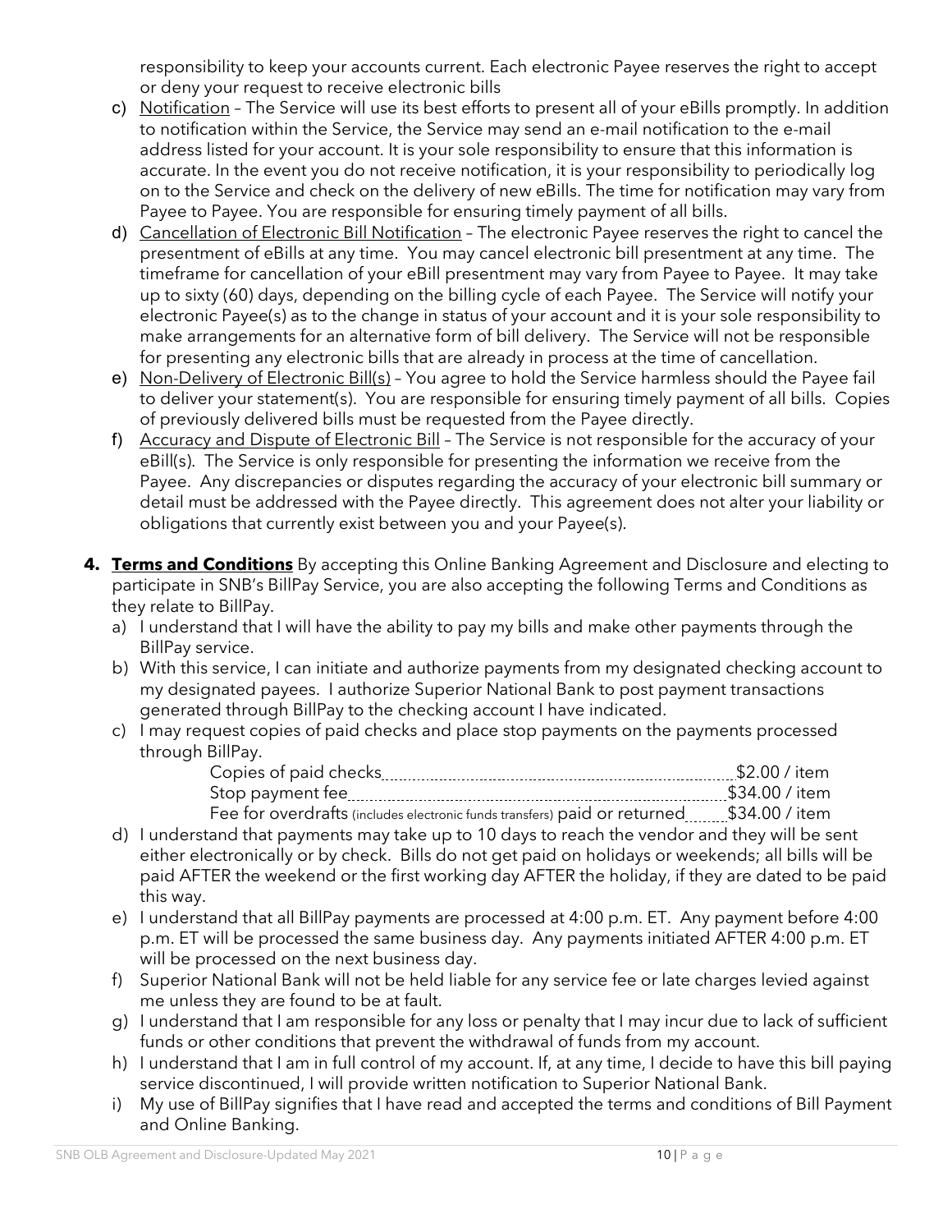responsibility to keep your accounts current. Each electronic Payee reserves the right to accept or deny your request to receive electronic bills

c) Notification – The Service will use its best efforts to present all of your eBills promptly. In addition to notification within the Service, the Service may send an e-mail notification to the e-mail address listed for your account. It is your sole responsibility to ensure that this information is accurate. In the event you do not receive notification, it is your responsibility to periodically log on to the Service and check on the delivery of new eBills. The time for notification may vary from Payee to Payee. You are responsible for ensuring timely payment of all bills.

d) Cancellation of Electronic Bill Notification – The electronic Payee reserves the right to cancel the presentment of eBills at any time. You may cancel electronic bill presentment at any time. The timeframe for cancellation of your eBill presentment may vary from Payee to Payee. It may take up to sixty (60) days, depending on the billing cycle of each Payee. The Service will notify your electronic Payee(s) as to the change in status of your account and it is your sole responsibility to make arrangements for an alternative form of bill delivery. The Service will not be responsible for presenting any electronic bills that are already in process at the time of cancellation.

e) Non-Delivery of Electronic Bill(s) – You agree to hold the Service harmless should the Payee fail to deliver your statement(s). You are responsible for ensuring timely payment of all bills. Copies of previously delivered bills must be requested from the Payee directly.

f) Accuracy and Dispute of Electronic Bill – The Service is not responsible for the accuracy of your eBill(s). The Service is only responsible for presenting the information we receive from the Payee. Any discrepancies or disputes regarding the accuracy of your electronic bill summary or detail must be addressed with the Payee directly. This agreement does not alter your liability or obligations that currently exist between you and your Payee(s).

4. **Terms and Conditions** By accepting this Online Banking Agreement and Disclosure and electing to participate in SNB's BillPay Service, you are also accepting the following Terms and Conditions as they relate to BillPay.

a) I understand that I will have the ability to pay my bills and make other payments through the BillPay service.

b) With this service, I can initiate and authorize payments from my designated checking account to my designated payees. I authorize Superior National Bank to post payment transactions generated through BillPay to the checking account I have indicated.

c) I may request copies of paid checks and place stop payments on the payments processed through BillPay.

| | |
|---|---|
| Copies of paid checks | $2.00 / item |
| Stop payment fee | $34.00 / item |
| Fee for overdrafts (includes electronic funds transfers) paid or returned | $34.00 / item |

d) I understand that payments may take up to 10 days to reach the vendor and they will be sent either electronically or by check. Bills do not get paid on holidays or weekends; all bills will be paid AFTER the weekend or the first working day AFTER the holiday, if they are dated to be paid this way.

e) I understand that all BillPay payments are processed at 4:00 p.m. ET. Any payment before 4:00 p.m. ET will be processed the same business day. Any payments initiated AFTER 4:00 p.m. ET will be processed on the next business day.

f) Superior National Bank will not be held liable for any service fee or late charges levied against me unless they are found to be at fault.

g) I understand that I am responsible for any loss or penalty that I may incur due to lack of sufficient funds or other conditions that prevent the withdrawal of funds from my account.

h) I understand that I am in full control of my account. If, at any time, I decide to have this bill paying service discontinued, I will provide written notification to Superior National Bank.

i) My use of BillPay signifies that I have read and accepted the terms and conditions of Bill Payment and Online Banking.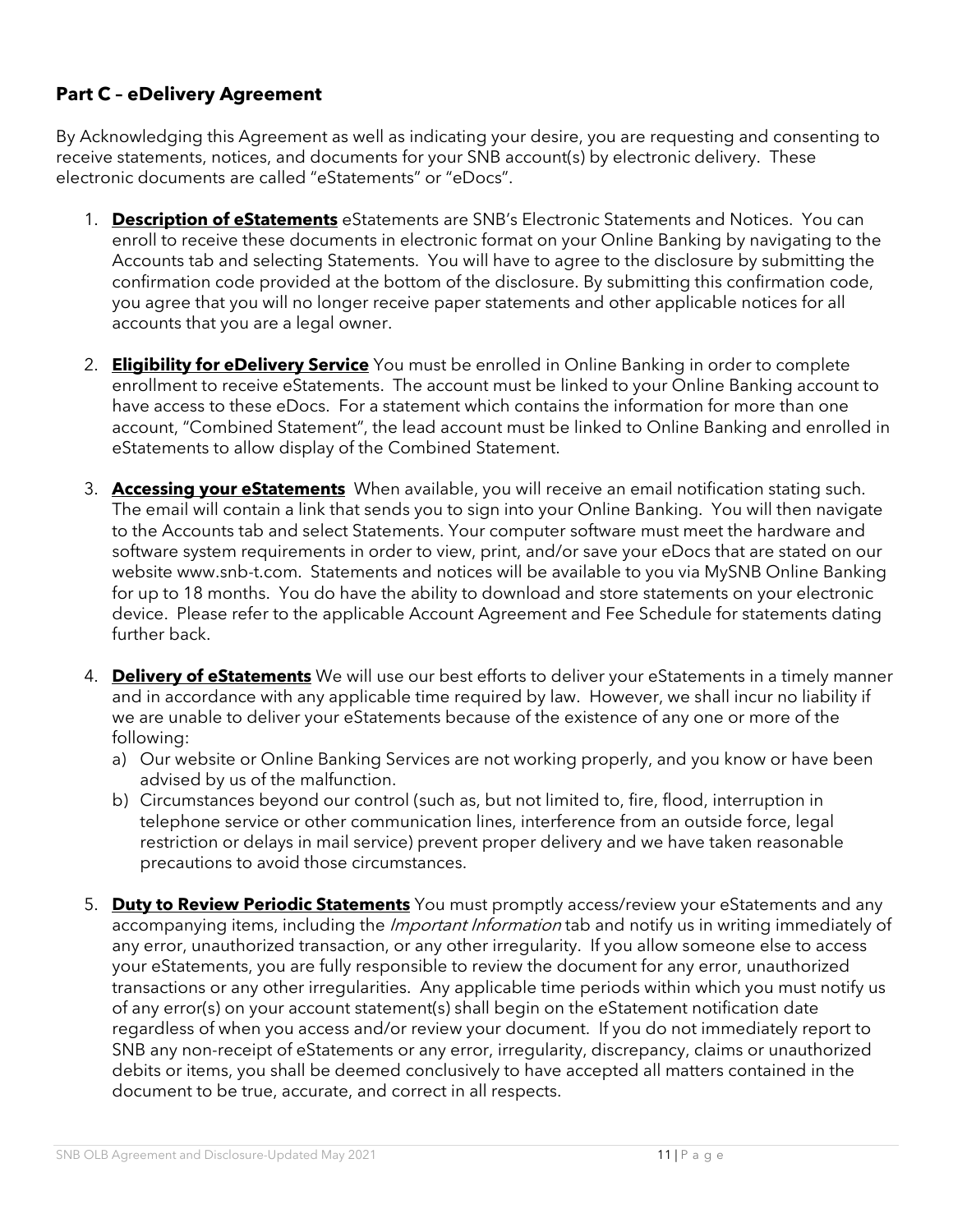## Part C – eDelivery Agreement

By Acknowledging this Agreement as well as indicating your desire, you are requesting and consenting to receive statements, notices, and documents for your SNB account(s) by electronic delivery. These electronic documents are called "eStatements" or "eDocs".

1. **Description of eStatements** eStatements are SNB's Electronic Statements and Notices. You can enroll to receive these documents in electronic format on your Online Banking by navigating to the Accounts tab and selecting Statements. You will have to agree to the disclosure by submitting the confirmation code provided at the bottom of the disclosure. By submitting this confirmation code, you agree that you will no longer receive paper statements and other applicable notices for all accounts that you are a legal owner.

2. **Eligibility for eDelivery Service** You must be enrolled in Online Banking in order to complete enrollment to receive eStatements. The account must be linked to your Online Banking account to have access to these eDocs. For a statement which contains the information for more than one account, "Combined Statement", the lead account must be linked to Online Banking and enrolled in eStatements to allow display of the Combined Statement.

3. **Accessing your eStatements** When available, you will receive an email notification stating such. The email will contain a link that sends you to sign into your Online Banking. You will then navigate to the Accounts tab and select Statements. Your computer software must meet the hardware and software system requirements in order to view, print, and/or save your eDocs that are stated on our website www.snb-t.com. Statements and notices will be available to you via MySNB Online Banking for up to 18 months. You do have the ability to download and store statements on your electronic device. Please refer to the applicable Account Agreement and Fee Schedule for statements dating further back.

4. **Delivery of eStatements** We will use our best efforts to deliver your eStatements in a timely manner and in accordance with any applicable time required by law. However, we shall incur no liability if we are unable to deliver your eStatements because of the existence of any one or more of the following:
   a) Our website or Online Banking Services are not working properly, and you know or have been advised by us of the malfunction.
   b) Circumstances beyond our control (such as, but not limited to, fire, flood, interruption in telephone service or other communication lines, interference from an outside force, legal restriction or delays in mail service) prevent proper delivery and we have taken reasonable precautions to avoid those circumstances.

5. **Duty to Review Periodic Statements** You must promptly access/review your eStatements and any accompanying items, including the *Important Information* tab and notify us in writing immediately of any error, unauthorized transaction, or any other irregularity. If you allow someone else to access your eStatements, you are fully responsible to review the document for any error, unauthorized transactions or any other irregularities. Any applicable time periods within which you must notify us of any error(s) on your account statement(s) shall begin on the eStatement notification date regardless of when you access and/or review your document. If you do not immediately report to SNB any non-receipt of eStatements or any error, irregularity, discrepancy, claims or unauthorized debits or items, you shall be deemed conclusively to have accepted all matters contained in the document to be true, accurate, and correct in all respects.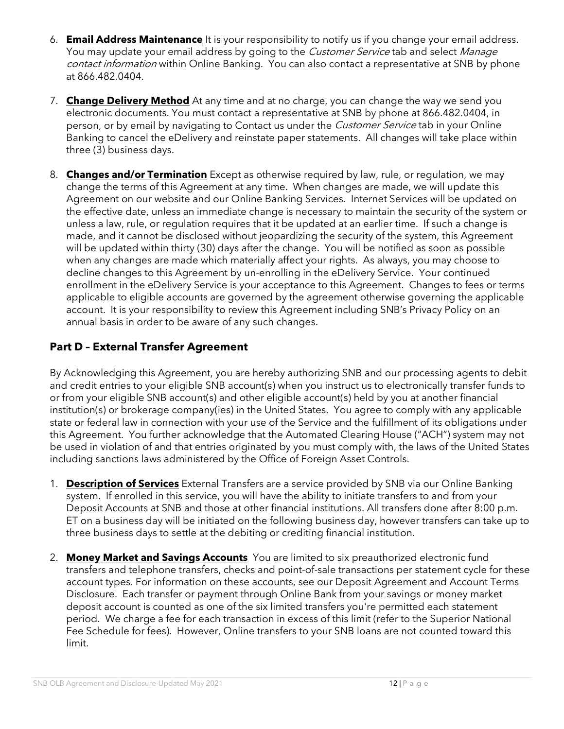6. **Email Address Maintenance** It is your responsibility to notify us if you change your email address. You may update your email address by going to the *Customer Service* tab and select *Manage contact information* within Online Banking. You can also contact a representative at SNB by phone at 866.482.0404.

7. **Change Delivery Method** At any time and at no charge, you can change the way we send you electronic documents. You must contact a representative at SNB by phone at 866.482.0404, in person, or by email by navigating to Contact us under the *Customer Service* tab in your Online Banking to cancel the eDelivery and reinstate paper statements. All changes will take place within three (3) business days.

8. **Changes and/or Termination** Except as otherwise required by law, rule, or regulation, we may change the terms of this Agreement at any time. When changes are made, we will update this Agreement on our website and our Online Banking Services. Internet Services will be updated on the effective date, unless an immediate change is necessary to maintain the security of the system or unless a law, rule, or regulation requires that it be updated at an earlier time. If such a change is made, and it cannot be disclosed without jeopardizing the security of the system, this Agreement will be updated within thirty (30) days after the change. You will be notified as soon as possible when any changes are made which materially affect your rights. As always, you may choose to decline changes to this Agreement by un-enrolling in the eDelivery Service. Your continued enrollment in the eDelivery Service is your acceptance to this Agreement. Changes to fees or terms applicable to eligible accounts are governed by the agreement otherwise governing the applicable account. It is your responsibility to review this Agreement including SNB's Privacy Policy on an annual basis in order to be aware of any such changes.

## Part D – External Transfer Agreement

By Acknowledging this Agreement, you are hereby authorizing SNB and our processing agents to debit and credit entries to your eligible SNB account(s) when you instruct us to electronically transfer funds to or from your eligible SNB account(s) and other eligible account(s) held by you at another financial institution(s) or brokerage company(ies) in the United States. You agree to comply with any applicable state or federal law in connection with your use of the Service and the fulfillment of its obligations under this Agreement. You further acknowledge that the Automated Clearing House ("ACH") system may not be used in violation of and that entries originated by you must comply with, the laws of the United States including sanctions laws administered by the Office of Foreign Asset Controls.

1. **Description of Services** External Transfers are a service provided by SNB via our Online Banking system. If enrolled in this service, you will have the ability to initiate transfers to and from your Deposit Accounts at SNB and those at other financial institutions. All transfers done after 8:00 p.m. ET on a business day will be initiated on the following business day, however transfers can take up to three business days to settle at the debiting or crediting financial institution.

2. **Money Market and Savings Accounts** You are limited to six preauthorized electronic fund transfers and telephone transfers, checks and point-of-sale transactions per statement cycle for these account types. For information on these accounts, see our Deposit Agreement and Account Terms Disclosure. Each transfer or payment through Online Bank from your savings or money market deposit account is counted as one of the six limited transfers you're permitted each statement period. We charge a fee for each transaction in excess of this limit (refer to the Superior National Fee Schedule for fees). However, Online transfers to your SNB loans are not counted toward this limit.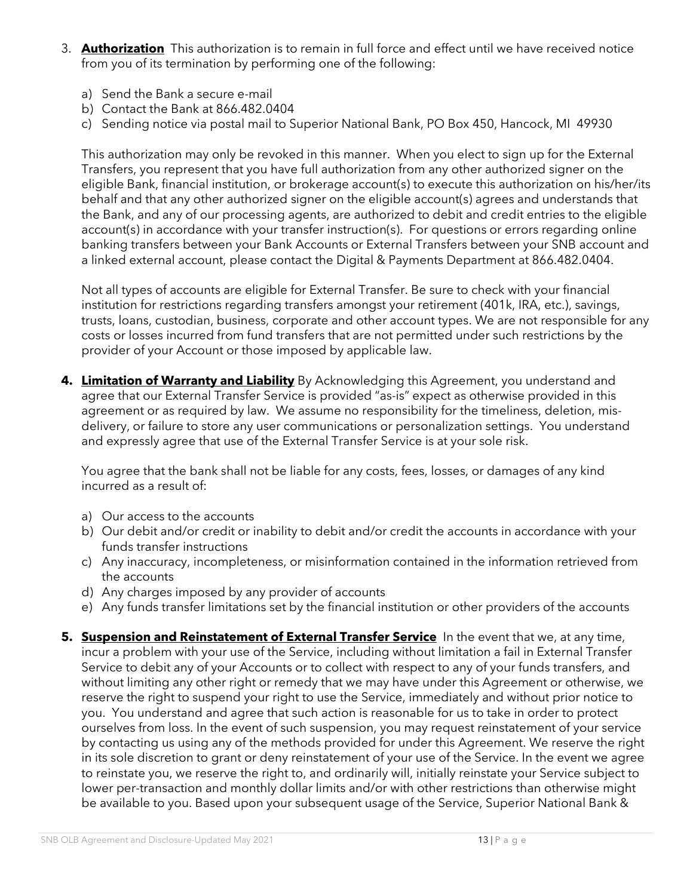3. **Authorization** This authorization is to remain in full force and effect until we have received notice from you of its termination by performing one of the following:

    a) Send the Bank a secure e-mail
    b) Contact the Bank at 866.482.0404
    c) Sending notice via postal mail to Superior National Bank, PO Box 450, Hancock, MI 49930

    This authorization may only be revoked in this manner. When you elect to sign up for the External Transfers, you represent that you have full authorization from any other authorized signer on the eligible Bank, financial institution, or brokerage account(s) to execute this authorization on his/her/its behalf and that any other authorized signer on the eligible account(s) agrees and understands that the Bank, and any of our processing agents, are authorized to debit and credit entries to the eligible account(s) in accordance with your transfer instruction(s). For questions or errors regarding online banking transfers between your Bank Accounts or External Transfers between your SNB account and a linked external account, please contact the Digital & Payments Department at 866.482.0404.

    Not all types of accounts are eligible for External Transfer. Be sure to check with your financial institution for restrictions regarding transfers amongst your retirement (401k, IRA, etc.), savings, trusts, loans, custodian, business, corporate and other account types. We are not responsible for any costs or losses incurred from fund transfers that are not permitted under such restrictions by the provider of your Account or those imposed by applicable law.

4. **Limitation of Warranty and Liability** By Acknowledging this Agreement, you understand and agree that our External Transfer Service is provided "as-is" expect as otherwise provided in this agreement or as required by law. We assume no responsibility for the timeliness, deletion, mis-delivery, or failure to store any user communications or personalization settings. You understand and expressly agree that use of the External Transfer Service is at your sole risk.

    You agree that the bank shall not be liable for any costs, fees, losses, or damages of any kind incurred as a result of:

    a) Our access to the accounts
    b) Our debit and/or credit or inability to debit and/or credit the accounts in accordance with your funds transfer instructions
    c) Any inaccuracy, incompleteness, or misinformation contained in the information retrieved from the accounts
    d) Any charges imposed by any provider of accounts
    e) Any funds transfer limitations set by the financial institution or other providers of the accounts

5. **Suspension and Reinstatement of External Transfer Service** In the event that we, at any time, incur a problem with your use of the Service, including without limitation a fail in External Transfer Service to debit any of your Accounts or to collect with respect to any of your funds transfers, and without limiting any other right or remedy that we may have under this Agreement or otherwise, we reserve the right to suspend your right to use the Service, immediately and without prior notice to you. You understand and agree that such action is reasonable for us to take in order to protect ourselves from loss. In the event of such suspension, you may request reinstatement of your service by contacting us using any of the methods provided for under this Agreement. We reserve the right in its sole discretion to grant or deny reinstatement of your use of the Service. In the event we agree to reinstate you, we reserve the right to, and ordinarily will, initially reinstate your Service subject to lower per-transaction and monthly dollar limits and/or with other restrictions than otherwise might be available to you. Based upon your subsequent usage of the Service, Superior National Bank &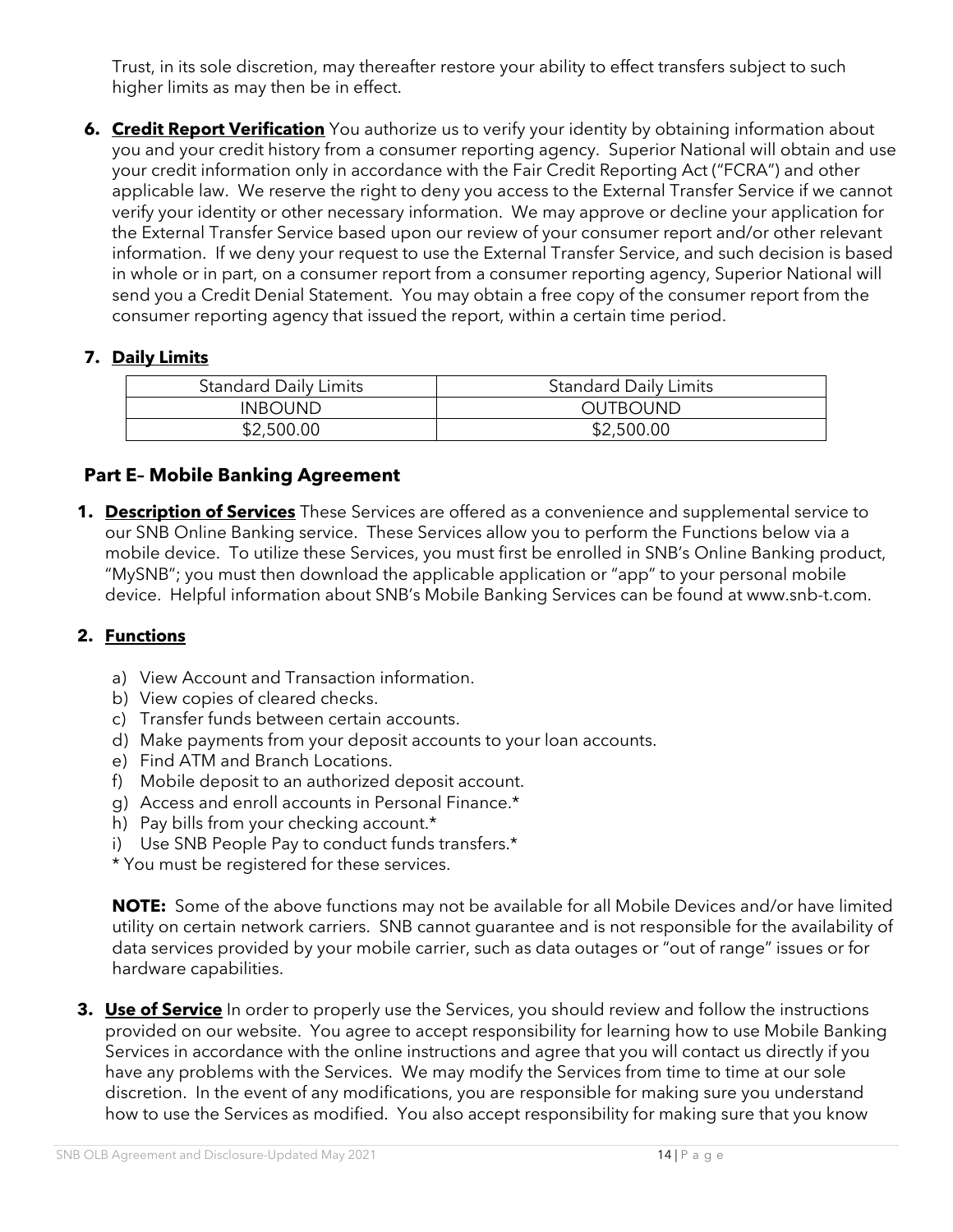Trust, in its sole discretion, may thereafter restore your ability to effect transfers subject to such higher limits as may then be in effect.

6. **Credit Report Verification** You authorize us to verify your identity by obtaining information about you and your credit history from a consumer reporting agency. Superior National will obtain and use your credit information only in accordance with the Fair Credit Reporting Act ("FCRA") and other applicable law. We reserve the right to deny you access to the External Transfer Service if we cannot verify your identity or other necessary information. We may approve or decline your application for the External Transfer Service based upon our review of your consumer report and/or other relevant information. If we deny your request to use the External Transfer Service, and such decision is based in whole or in part, on a consumer report from a consumer reporting agency, Superior National will send you a Credit Denial Statement. You may obtain a free copy of the consumer report from the consumer reporting agency that issued the report, within a certain time period.

7. **Daily Limits**

| Standard Daily Limits | Standard Daily Limits |
|---|---|
| INBOUND | OUTBOUND |
| \$2,500.00 | \$2,500.00 |

## Part E– Mobile Banking Agreement

1. **Description of Services** These Services are offered as a convenience and supplemental service to our SNB Online Banking service. These Services allow you to perform the Functions below via a mobile device. To utilize these Services, you must first be enrolled in SNB's Online Banking product, "MySNB"; you must then download the applicable application or "app" to your personal mobile device. Helpful information about SNB's Mobile Banking Services can be found at www.snb-t.com.

2. **Functions**

   a) View Account and Transaction information.
   b) View copies of cleared checks.
   c) Transfer funds between certain accounts.
   d) Make payments from your deposit accounts to your loan accounts.
   e) Find ATM and Branch Locations.
   f) Mobile deposit to an authorized deposit account.
   g) Access and enroll accounts in Personal Finance.*
   h) Pay bills from your checking account.*
   i) Use SNB People Pay to conduct funds transfers.*

   * You must be registered for these services.

   **NOTE:** Some of the above functions may not be available for all Mobile Devices and/or have limited utility on certain network carriers. SNB cannot guarantee and is not responsible for the availability of data services provided by your mobile carrier, such as data outages or "out of range" issues or for hardware capabilities.

3. **Use of Service** In order to properly use the Services, you should review and follow the instructions provided on our website. You agree to accept responsibility for learning how to use Mobile Banking Services in accordance with the online instructions and agree that you will contact us directly if you have any problems with the Services. We may modify the Services from time to time at our sole discretion. In the event of any modifications, you are responsible for making sure you understand how to use the Services as modified. You also accept responsibility for making sure that you know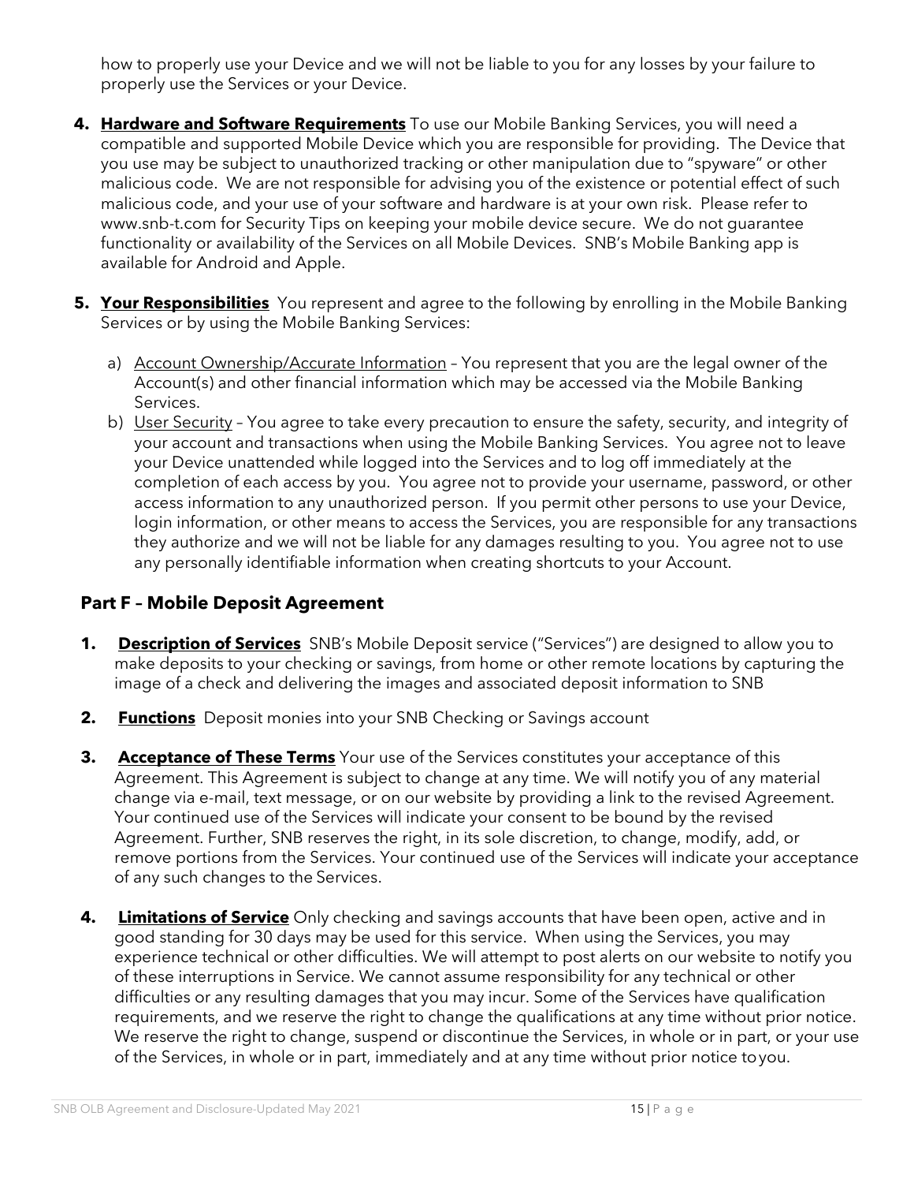how to properly use your Device and we will not be liable to you for any losses by your failure to properly use the Services or your Device.

4. **Hardware and Software Requirements** To use our Mobile Banking Services, you will need a compatible and supported Mobile Device which you are responsible for providing. The Device that you use may be subject to unauthorized tracking or other manipulation due to "spyware" or other malicious code. We are not responsible for advising you of the existence or potential effect of such malicious code, and your use of your software and hardware is at your own risk. Please refer to www.snb-t.com for Security Tips on keeping your mobile device secure. We do not guarantee functionality or availability of the Services on all Mobile Devices. SNB's Mobile Banking app is available for Android and Apple.

5. **Your Responsibilities** You represent and agree to the following by enrolling in the Mobile Banking Services or by using the Mobile Banking Services:

   a) Account Ownership/Accurate Information – You represent that you are the legal owner of the Account(s) and other financial information which may be accessed via the Mobile Banking Services.
   b) User Security – You agree to take every precaution to ensure the safety, security, and integrity of your account and transactions when using the Mobile Banking Services. You agree not to leave your Device unattended while logged into the Services and to log off immediately at the completion of each access by you. You agree not to provide your username, password, or other access information to any unauthorized person. If you permit other persons to use your Device, login information, or other means to access the Services, you are responsible for any transactions they authorize and we will not be liable for any damages resulting to you. You agree not to use any personally identifiable information when creating shortcuts to your Account.

## Part F – Mobile Deposit Agreement

1. **Description of Services** SNB's Mobile Deposit service ("Services") are designed to allow you to make deposits to your checking or savings, from home or other remote locations by capturing the image of a check and delivering the images and associated deposit information to SNB

2. **Functions** Deposit monies into your SNB Checking or Savings account

3. **Acceptance of These Terms** Your use of the Services constitutes your acceptance of this Agreement. This Agreement is subject to change at any time. We will notify you of any material change via e-mail, text message, or on our website by providing a link to the revised Agreement. Your continued use of the Services will indicate your consent to be bound by the revised Agreement. Further, SNB reserves the right, in its sole discretion, to change, modify, add, or remove portions from the Services. Your continued use of the Services will indicate your acceptance of any such changes to the Services.

4. **Limitations of Service** Only checking and savings accounts that have been open, active and in good standing for 30 days may be used for this service. When using the Services, you may experience technical or other difficulties. We will attempt to post alerts on our website to notify you of these interruptions in Service. We cannot assume responsibility for any technical or other difficulties or any resulting damages that you may incur. Some of the Services have qualification requirements, and we reserve the right to change the qualifications at any time without prior notice. We reserve the right to change, suspend or discontinue the Services, in whole or in part, or your use of the Services, in whole or in part, immediately and at any time without prior notice to you.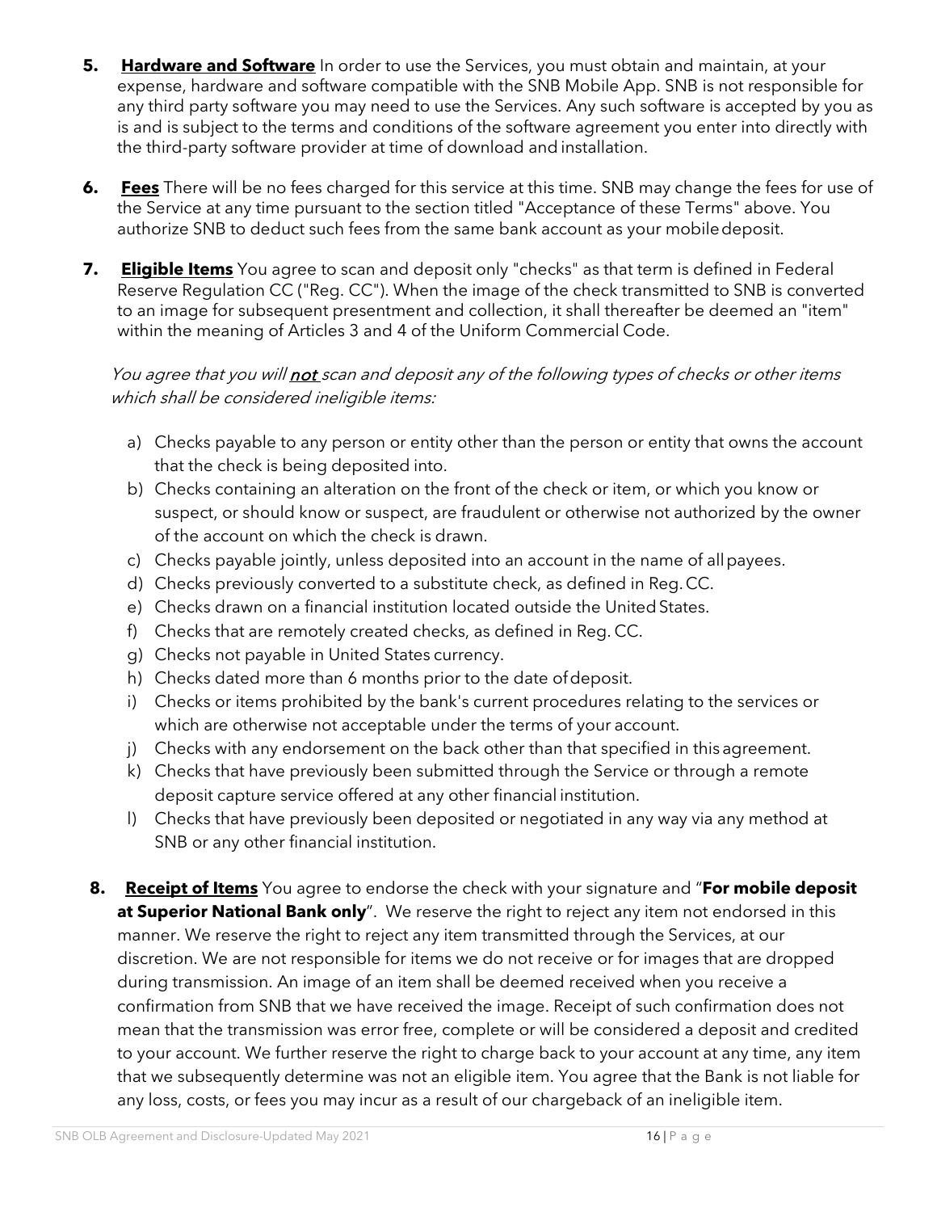5. **Hardware and Software** In order to use the Services, you must obtain and maintain, at your expense, hardware and software compatible with the SNB Mobile App. SNB is not responsible for any third party software you may need to use the Services. Any such software is accepted by you as is and is subject to the terms and conditions of the software agreement you enter into directly with the third-party software provider at time of download and installation.

6. **Fees** There will be no fees charged for this service at this time. SNB may change the fees for use of the Service at any time pursuant to the section titled "Acceptance of these Terms" above. You authorize SNB to deduct such fees from the same bank account as your mobile deposit.

7. **Eligible Items** You agree to scan and deposit only "checks" as that term is defined in Federal Reserve Regulation CC ("Reg. CC"). When the image of the check transmitted to SNB is converted to an image for subsequent presentment and collection, it shall thereafter be deemed an "item" within the meaning of Articles 3 and 4 of the Uniform Commercial Code.

   *You agree that you will **not** scan and deposit any of the following types of checks or other items which shall be considered ineligible items:*

   a) Checks payable to any person or entity other than the person or entity that owns the account that the check is being deposited into.
   b) Checks containing an alteration on the front of the check or item, or which you know or suspect, or should know or suspect, are fraudulent or otherwise not authorized by the owner of the account on which the check is drawn.
   c) Checks payable jointly, unless deposited into an account in the name of all payees.
   d) Checks previously converted to a substitute check, as defined in Reg. CC.
   e) Checks drawn on a financial institution located outside the United States.
   f) Checks that are remotely created checks, as defined in Reg. CC.
   g) Checks not payable in United States currency.
   h) Checks dated more than 6 months prior to the date of deposit.
   i) Checks or items prohibited by the bank's current procedures relating to the services or which are otherwise not acceptable under the terms of your account.
   j) Checks with any endorsement on the back other than that specified in this agreement.
   k) Checks that have previously been submitted through the Service or through a remote deposit capture service offered at any other financial institution.
   l) Checks that have previously been deposited or negotiated in any way via any method at SNB or any other financial institution.

8. **Receipt of Items** You agree to endorse the check with your signature and "**For mobile deposit at Superior National Bank only**". We reserve the right to reject any item not endorsed in this manner. We reserve the right to reject any item transmitted through the Services, at our discretion. We are not responsible for items we do not receive or for images that are dropped during transmission. An image of an item shall be deemed received when you receive a confirmation from SNB that we have received the image. Receipt of such confirmation does not mean that the transmission was error free, complete or will be considered a deposit and credited to your account. We further reserve the right to charge back to your account at any time, any item that we subsequently determine was not an eligible item. You agree that the Bank is not liable for any loss, costs, or fees you may incur as a result of our chargeback of an ineligible item.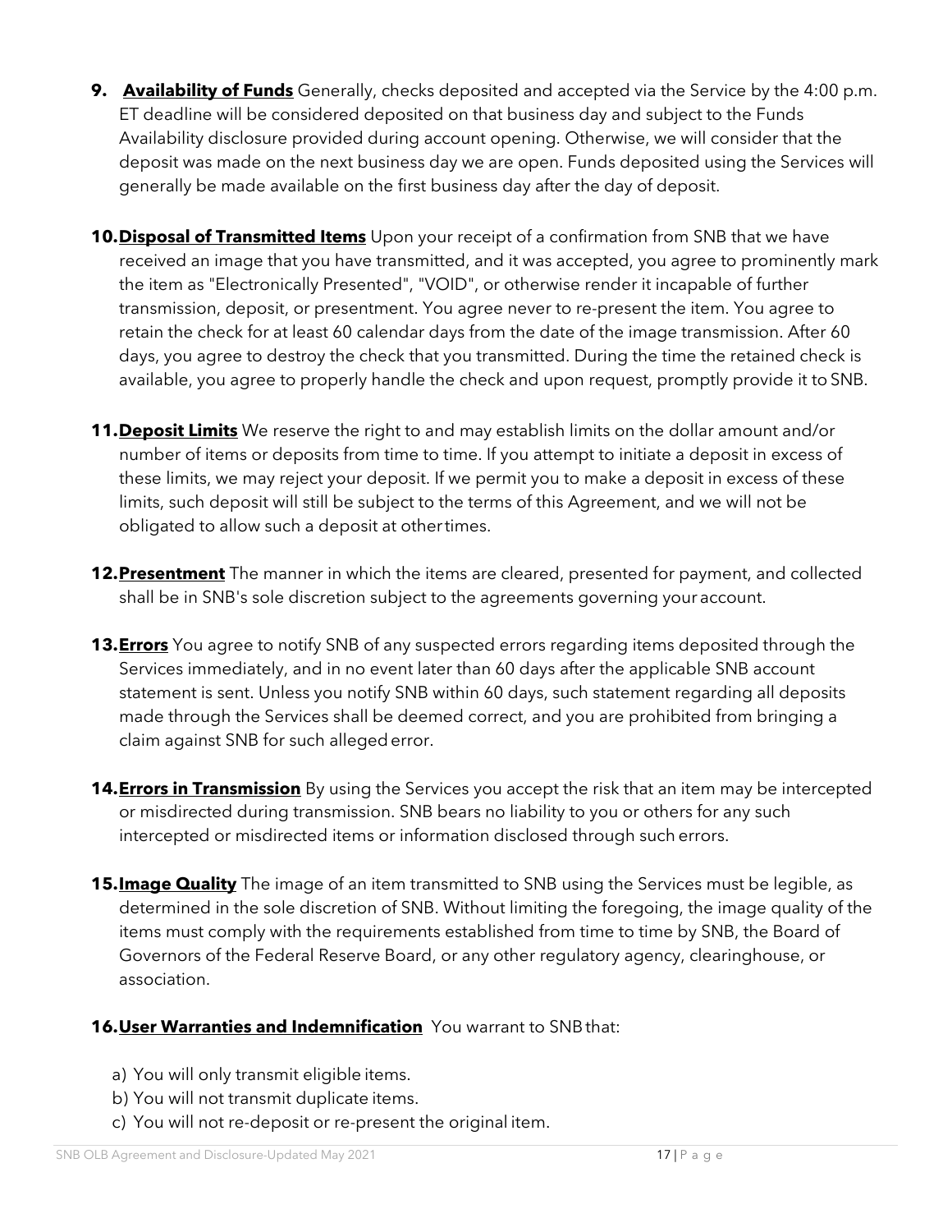9. **Availability of Funds** Generally, checks deposited and accepted via the Service by the 4:00 p.m. ET deadline will be considered deposited on that business day and subject to the Funds Availability disclosure provided during account opening. Otherwise, we will consider that the deposit was made on the next business day we are open. Funds deposited using the Services will generally be made available on the first business day after the day of deposit.

10. **Disposal of Transmitted Items** Upon your receipt of a confirmation from SNB that we have received an image that you have transmitted, and it was accepted, you agree to prominently mark the item as "Electronically Presented", "VOID", or otherwise render it incapable of further transmission, deposit, or presentment. You agree never to re-present the item. You agree to retain the check for at least 60 calendar days from the date of the image transmission. After 60 days, you agree to destroy the check that you transmitted. During the time the retained check is available, you agree to properly handle the check and upon request, promptly provide it to SNB.

11. **Deposit Limits** We reserve the right to and may establish limits on the dollar amount and/or number of items or deposits from time to time. If you attempt to initiate a deposit in excess of these limits, we may reject your deposit. If we permit you to make a deposit in excess of these limits, such deposit will still be subject to the terms of this Agreement, and we will not be obligated to allow such a deposit at other times.

12. **Presentment** The manner in which the items are cleared, presented for payment, and collected shall be in SNB's sole discretion subject to the agreements governing your account.

13. **Errors** You agree to notify SNB of any suspected errors regarding items deposited through the Services immediately, and in no event later than 60 days after the applicable SNB account statement is sent. Unless you notify SNB within 60 days, such statement regarding all deposits made through the Services shall be deemed correct, and you are prohibited from bringing a claim against SNB for such alleged error.

14. **Errors in Transmission** By using the Services you accept the risk that an item may be intercepted or misdirected during transmission. SNB bears no liability to you or others for any such intercepted or misdirected items or information disclosed through such errors.

15. **Image Quality** The image of an item transmitted to SNB using the Services must be legible, as determined in the sole discretion of SNB. Without limiting the foregoing, the image quality of the items must comply with the requirements established from time to time by SNB, the Board of Governors of the Federal Reserve Board, or any other regulatory agency, clearinghouse, or association.

16. **User Warranties and Indemnification** You warrant to SNB that:

    a) You will only transmit eligible items.
    b) You will not transmit duplicate items.
    c) You will not re-deposit or re-present the original item.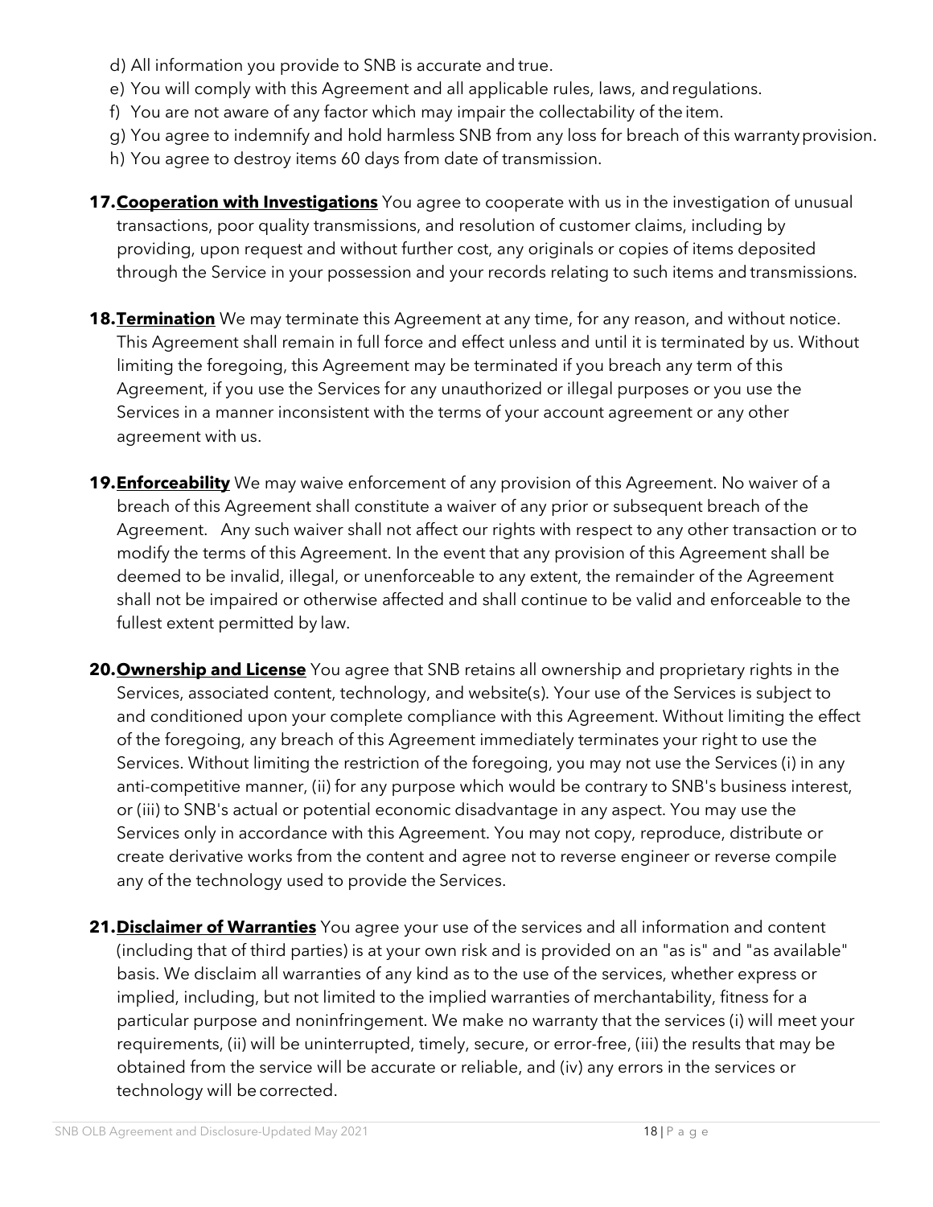d) All information you provide to SNB is accurate and true.
e) You will comply with this Agreement and all applicable rules, laws, and regulations.
f) You are not aware of any factor which may impair the collectability of the item.
g) You agree to indemnify and hold harmless SNB from any loss for breach of this warranty provision.
h) You agree to destroy items 60 days from date of transmission.

**17. Cooperation with Investigations** You agree to cooperate with us in the investigation of unusual transactions, poor quality transmissions, and resolution of customer claims, including by providing, upon request and without further cost, any originals or copies of items deposited through the Service in your possession and your records relating to such items and transmissions.

**18. Termination** We may terminate this Agreement at any time, for any reason, and without notice. This Agreement shall remain in full force and effect unless and until it is terminated by us. Without limiting the foregoing, this Agreement may be terminated if you breach any term of this Agreement, if you use the Services for any unauthorized or illegal purposes or you use the Services in a manner inconsistent with the terms of your account agreement or any other agreement with us.

**19. Enforceability** We may waive enforcement of any provision of this Agreement. No waiver of a breach of this Agreement shall constitute a waiver of any prior or subsequent breach of the Agreement. Any such waiver shall not affect our rights with respect to any other transaction or to modify the terms of this Agreement. In the event that any provision of this Agreement shall be deemed to be invalid, illegal, or unenforceable to any extent, the remainder of the Agreement shall not be impaired or otherwise affected and shall continue to be valid and enforceable to the fullest extent permitted by law.

**20. Ownership and License** You agree that SNB retains all ownership and proprietary rights in the Services, associated content, technology, and website(s). Your use of the Services is subject to and conditioned upon your complete compliance with this Agreement. Without limiting the effect of the foregoing, any breach of this Agreement immediately terminates your right to use the Services. Without limiting the restriction of the foregoing, you may not use the Services (i) in any anti-competitive manner, (ii) for any purpose which would be contrary to SNB's business interest, or (iii) to SNB's actual or potential economic disadvantage in any aspect. You may use the Services only in accordance with this Agreement. You may not copy, reproduce, distribute or create derivative works from the content and agree not to reverse engineer or reverse compile any of the technology used to provide the Services.

**21. Disclaimer of Warranties** You agree your use of the services and all information and content (including that of third parties) is at your own risk and is provided on an "as is" and "as available" basis. We disclaim all warranties of any kind as to the use of the services, whether express or implied, including, but not limited to the implied warranties of merchantability, fitness for a particular purpose and noninfringement. We make no warranty that the services (i) will meet your requirements, (ii) will be uninterrupted, timely, secure, or error-free, (iii) the results that may be obtained from the service will be accurate or reliable, and (iv) any errors in the services or technology will be corrected.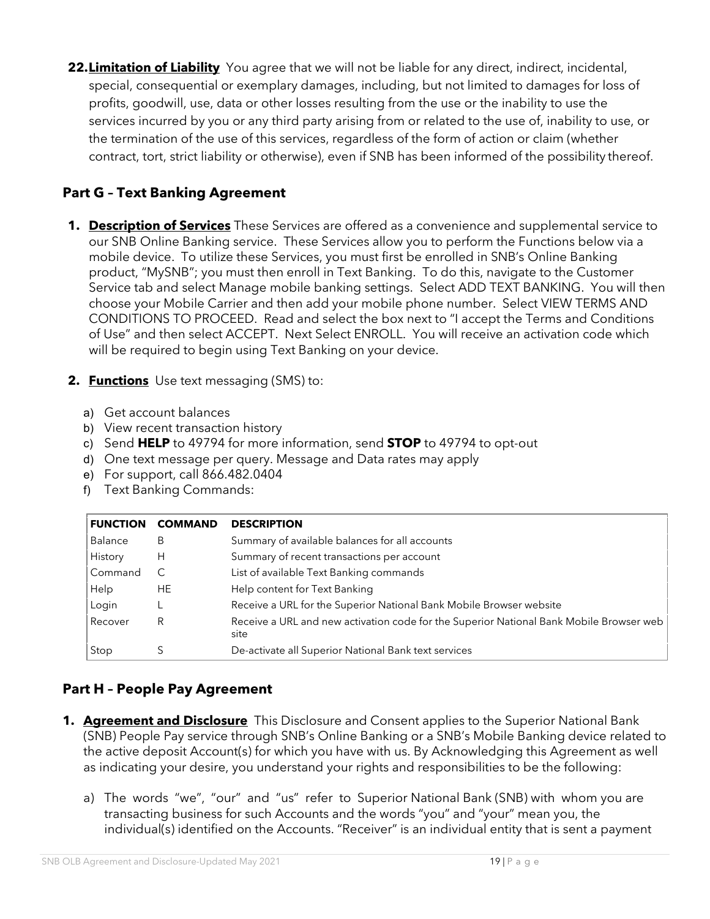**22. Limitation of Liability** You agree that we will not be liable for any direct, indirect, incidental, special, consequential or exemplary damages, including, but not limited to damages for loss of profits, goodwill, use, data or other losses resulting from the use or the inability to use the services incurred by you or any third party arising from or related to the use of, inability to use, or the termination of the use of this services, regardless of the form of action or claim (whether contract, tort, strict liability or otherwise), even if SNB has been informed of the possibility thereof.

## Part G – Text Banking Agreement

1. **Description of Services** These Services are offered as a convenience and supplemental service to our SNB Online Banking service. These Services allow you to perform the Functions below via a mobile device. To utilize these Services, you must first be enrolled in SNB's Online Banking product, "MySNB"; you must then enroll in Text Banking. To do this, navigate to the Customer Service tab and select Manage mobile banking settings. Select ADD TEXT BANKING. You will then choose your Mobile Carrier and then add your mobile phone number. Select VIEW TERMS AND CONDITIONS TO PROCEED. Read and select the box next to "I accept the Terms and Conditions of Use" and then select ACCEPT. Next Select ENROLL. You will receive an activation code which will be required to begin using Text Banking on your device.

2. **Functions** Use text messaging (SMS) to:

   a) Get account balances
   b) View recent transaction history
   c) Send **HELP** to 49794 for more information, send **STOP** to 49794 to opt-out
   d) One text message per query. Message and Data rates may apply
   e) For support, call 866.482.0404
   f) Text Banking Commands:

| FUNCTION | COMMAND | DESCRIPTION |
|---|---|---|
| Balance | B | Summary of available balances for all accounts |
| History | H | Summary of recent transactions per account |
| Command | C | List of available Text Banking commands |
| Help | HE | Help content for Text Banking |
| Login | L | Receive a URL for the Superior National Bank Mobile Browser website |
| Recover | R | Receive a URL and new activation code for the Superior National Bank Mobile Browser web site |
| Stop | S | De-activate all Superior National Bank text services |

## Part H – People Pay Agreement

1. **Agreement and Disclosure** This Disclosure and Consent applies to the Superior National Bank (SNB) People Pay service through SNB's Online Banking or a SNB's Mobile Banking device related to the active deposit Account(s) for which you have with us. By Acknowledging this Agreement as well as indicating your desire, you understand your rights and responsibilities to be the following:

   a) The words "we", "our" and "us" refer to Superior National Bank (SNB) with whom you are transacting business for such Accounts and the words "you" and "your" mean you, the individual(s) identified on the Accounts. "Receiver" is an individual entity that is sent a payment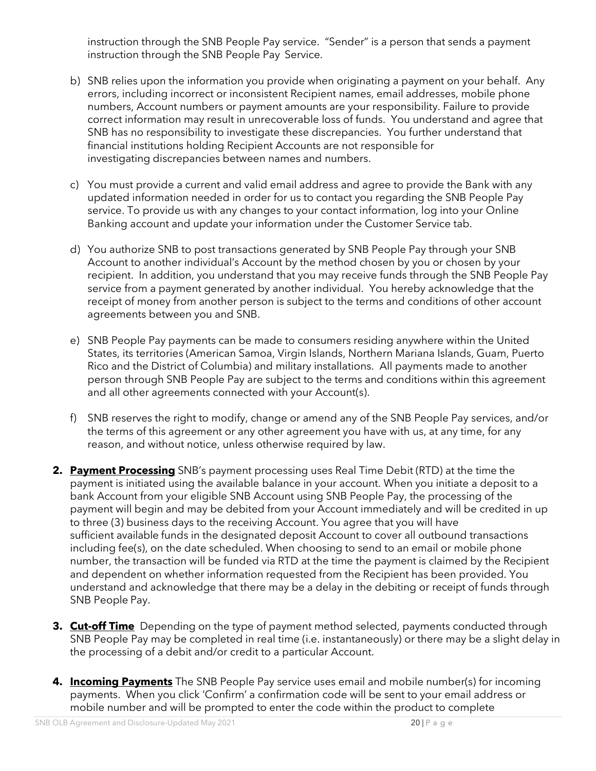instruction through the SNB People Pay service. "Sender" is a person that sends a payment instruction through the SNB People Pay Service.

b) SNB relies upon the information you provide when originating a payment on your behalf. Any errors, including incorrect or inconsistent Recipient names, email addresses, mobile phone numbers, Account numbers or payment amounts are your responsibility. Failure to provide correct information may result in unrecoverable loss of funds. You understand and agree that SNB has no responsibility to investigate these discrepancies. You further understand that financial institutions holding Recipient Accounts are not responsible for investigating discrepancies between names and numbers.

c) You must provide a current and valid email address and agree to provide the Bank with any updated information needed in order for us to contact you regarding the SNB People Pay service. To provide us with any changes to your contact information, log into your Online Banking account and update your information under the Customer Service tab.

d) You authorize SNB to post transactions generated by SNB People Pay through your SNB Account to another individual's Account by the method chosen by you or chosen by your recipient. In addition, you understand that you may receive funds through the SNB People Pay service from a payment generated by another individual. You hereby acknowledge that the receipt of money from another person is subject to the terms and conditions of other account agreements between you and SNB.

e) SNB People Pay payments can be made to consumers residing anywhere within the United States, its territories (American Samoa, Virgin Islands, Northern Mariana Islands, Guam, Puerto Rico and the District of Columbia) and military installations. All payments made to another person through SNB People Pay are subject to the terms and conditions within this agreement and all other agreements connected with your Account(s).

f) SNB reserves the right to modify, change or amend any of the SNB People Pay services, and/or the terms of this agreement or any other agreement you have with us, at any time, for any reason, and without notice, unless otherwise required by law.

2. **Payment Processing** SNB's payment processing uses Real Time Debit (RTD) at the time the payment is initiated using the available balance in your account. When you initiate a deposit to a bank Account from your eligible SNB Account using SNB People Pay, the processing of the payment will begin and may be debited from your Account immediately and will be credited in up to three (3) business days to the receiving Account. You agree that you will have sufficient available funds in the designated deposit Account to cover all outbound transactions including fee(s), on the date scheduled. When choosing to send to an email or mobile phone number, the transaction will be funded via RTD at the time the payment is claimed by the Recipient and dependent on whether information requested from the Recipient has been provided. You understand and acknowledge that there may be a delay in the debiting or receipt of funds through SNB People Pay.

3. **Cut-off Time** Depending on the type of payment method selected, payments conducted through SNB People Pay may be completed in real time (i.e. instantaneously) or there may be a slight delay in the processing of a debit and/or credit to a particular Account.

4. **Incoming Payments** The SNB People Pay service uses email and mobile number(s) for incoming payments. When you click 'Confirm' a confirmation code will be sent to your email address or mobile number and will be prompted to enter the code within the product to complete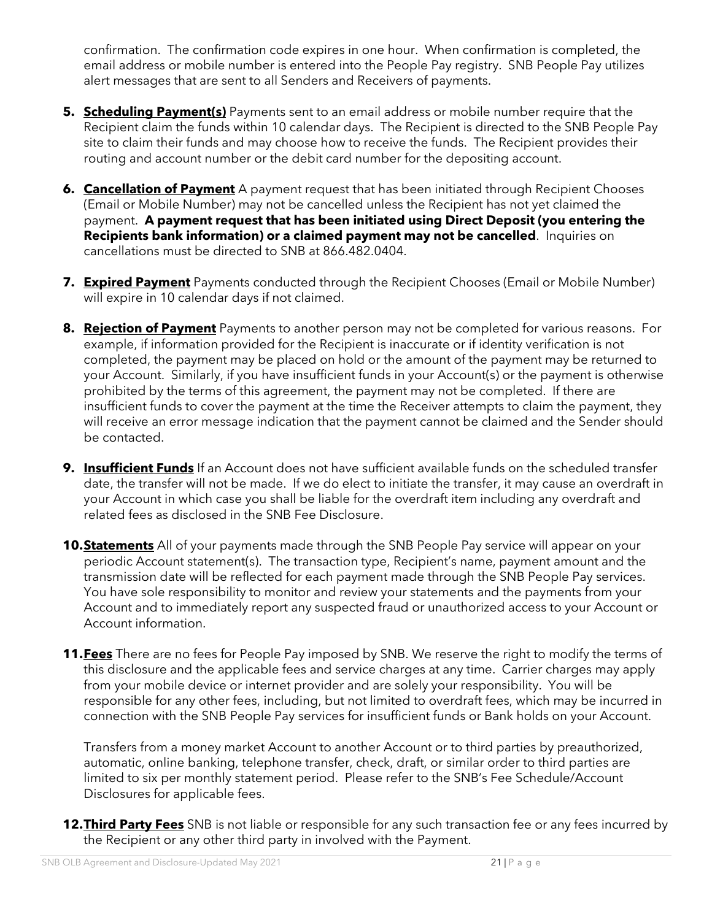confirmation. The confirmation code expires in one hour. When confirmation is completed, the email address or mobile number is entered into the People Pay registry. SNB People Pay utilizes alert messages that are sent to all Senders and Receivers of payments.

5. **Scheduling Payment(s)** Payments sent to an email address or mobile number require that the Recipient claim the funds within 10 calendar days. The Recipient is directed to the SNB People Pay site to claim their funds and may choose how to receive the funds. The Recipient provides their routing and account number or the debit card number for the depositing account.

6. **Cancellation of Payment** A payment request that has been initiated through Recipient Chooses (Email or Mobile Number) may not be cancelled unless the Recipient has not yet claimed the payment. **A payment request that has been initiated using Direct Deposit (you entering the Recipients bank information) or a claimed payment may not be cancelled**. Inquiries on cancellations must be directed to SNB at 866.482.0404.

7. **Expired Payment** Payments conducted through the Recipient Chooses (Email or Mobile Number) will expire in 10 calendar days if not claimed.

8. **Rejection of Payment** Payments to another person may not be completed for various reasons. For example, if information provided for the Recipient is inaccurate or if identity verification is not completed, the payment may be placed on hold or the amount of the payment may be returned to your Account. Similarly, if you have insufficient funds in your Account(s) or the payment is otherwise prohibited by the terms of this agreement, the payment may not be completed. If there are insufficient funds to cover the payment at the time the Receiver attempts to claim the payment, they will receive an error message indication that the payment cannot be claimed and the Sender should be contacted.

9. **Insufficient Funds** If an Account does not have sufficient available funds on the scheduled transfer date, the transfer will not be made. If we do elect to initiate the transfer, it may cause an overdraft in your Account in which case you shall be liable for the overdraft item including any overdraft and related fees as disclosed in the SNB Fee Disclosure.

10. **Statements** All of your payments made through the SNB People Pay service will appear on your periodic Account statement(s). The transaction type, Recipient's name, payment amount and the transmission date will be reflected for each payment made through the SNB People Pay services. You have sole responsibility to monitor and review your statements and the payments from your Account and to immediately report any suspected fraud or unauthorized access to your Account or Account information.

11. **Fees** There are no fees for People Pay imposed by SNB. We reserve the right to modify the terms of this disclosure and the applicable fees and service charges at any time. Carrier charges may apply from your mobile device or internet provider and are solely your responsibility. You will be responsible for any other fees, including, but not limited to overdraft fees, which may be incurred in connection with the SNB People Pay services for insufficient funds or Bank holds on your Account.

    Transfers from a money market Account to another Account or to third parties by preauthorized, automatic, online banking, telephone transfer, check, draft, or similar order to third parties are limited to six per monthly statement period. Please refer to the SNB's Fee Schedule/Account Disclosures for applicable fees.

12. **Third Party Fees** SNB is not liable or responsible for any such transaction fee or any fees incurred by the Recipient or any other third party in involved with the Payment.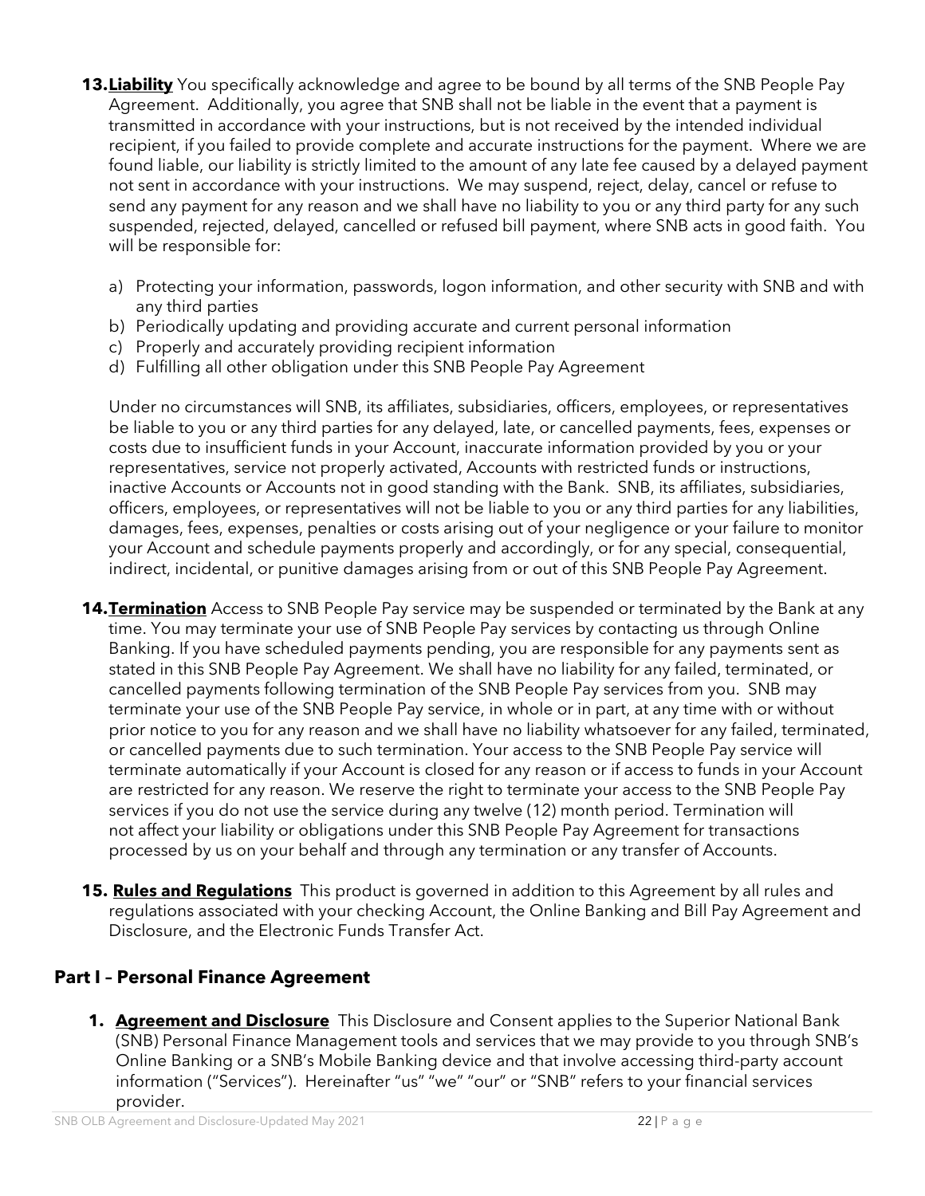13. **Liability** You specifically acknowledge and agree to be bound by all terms of the SNB People Pay Agreement. Additionally, you agree that SNB shall not be liable in the event that a payment is transmitted in accordance with your instructions, but is not received by the intended individual recipient, if you failed to provide complete and accurate instructions for the payment. Where we are found liable, our liability is strictly limited to the amount of any late fee caused by a delayed payment not sent in accordance with your instructions. We may suspend, reject, delay, cancel or refuse to send any payment for any reason and we shall have no liability to you or any third party for any such suspended, rejected, delayed, cancelled or refused bill payment, where SNB acts in good faith. You will be responsible for:

    a) Protecting your information, passwords, logon information, and other security with SNB and with any third parties
    b) Periodically updating and providing accurate and current personal information
    c) Properly and accurately providing recipient information
    d) Fulfilling all other obligation under this SNB People Pay Agreement

    Under no circumstances will SNB, its affiliates, subsidiaries, officers, employees, or representatives be liable to you or any third parties for any delayed, late, or cancelled payments, fees, expenses or costs due to insufficient funds in your Account, inaccurate information provided by you or your representatives, service not properly activated, Accounts with restricted funds or instructions, inactive Accounts or Accounts not in good standing with the Bank. SNB, its affiliates, subsidiaries, officers, employees, or representatives will not be liable to you or any third parties for any liabilities, damages, fees, expenses, penalties or costs arising out of your negligence or your failure to monitor your Account and schedule payments properly and accordingly, or for any special, consequential, indirect, incidental, or punitive damages arising from or out of this SNB People Pay Agreement.

14. **Termination** Access to SNB People Pay service may be suspended or terminated by the Bank at any time. You may terminate your use of SNB People Pay services by contacting us through Online Banking. If you have scheduled payments pending, you are responsible for any payments sent as stated in this SNB People Pay Agreement. We shall have no liability for any failed, terminated, or cancelled payments following termination of the SNB People Pay services from you. SNB may terminate your use of the SNB People Pay service, in whole or in part, at any time with or without prior notice to you for any reason and we shall have no liability whatsoever for any failed, terminated, or cancelled payments due to such termination. Your access to the SNB People Pay service will terminate automatically if your Account is closed for any reason or if access to funds in your Account are restricted for any reason. We reserve the right to terminate your access to the SNB People Pay services if you do not use the service during any twelve (12) month period. Termination will not affect your liability or obligations under this SNB People Pay Agreement for transactions processed by us on your behalf and through any termination or any transfer of Accounts.

15. **Rules and Regulations** This product is governed in addition to this Agreement by all rules and regulations associated with your checking Account, the Online Banking and Bill Pay Agreement and Disclosure, and the Electronic Funds Transfer Act.

## Part I – Personal Finance Agreement

1. **Agreement and Disclosure** This Disclosure and Consent applies to the Superior National Bank (SNB) Personal Finance Management tools and services that we may provide to you through SNB's Online Banking or a SNB's Mobile Banking device and that involve accessing third-party account information ("Services"). Hereinafter "us" "we" "our" or "SNB" refers to your financial services provider.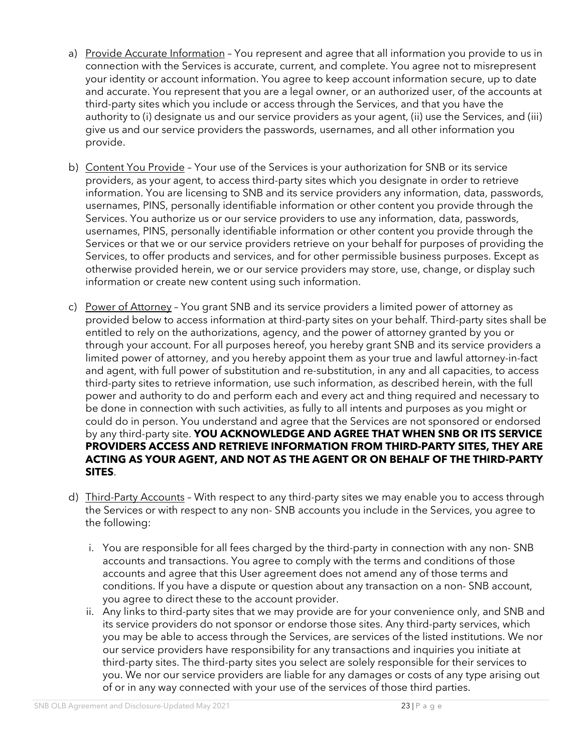a) <u>Provide Accurate Information</u> – You represent and agree that all information you provide to us in connection with the Services is accurate, current, and complete. You agree not to misrepresent your identity or account information. You agree to keep account information secure, up to date and accurate. You represent that you are a legal owner, or an authorized user, of the accounts at third-party sites which you include or access through the Services, and that you have the authority to (i) designate us and our service providers as your agent, (ii) use the Services, and (iii) give us and our service providers the passwords, usernames, and all other information you provide.

b) <u>Content You Provide</u> – Your use of the Services is your authorization for SNB or its service providers, as your agent, to access third-party sites which you designate in order to retrieve information. You are licensing to SNB and its service providers any information, data, passwords, usernames, PINS, personally identifiable information or other content you provide through the Services. You authorize us or our service providers to use any information, data, passwords, usernames, PINS, personally identifiable information or other content you provide through the Services or that we or our service providers retrieve on your behalf for purposes of providing the Services, to offer products and services, and for other permissible business purposes. Except as otherwise provided herein, we or our service providers may store, use, change, or display such information or create new content using such information.

c) <u>Power of Attorney</u> – You grant SNB and its service providers a limited power of attorney as provided below to access information at third-party sites on your behalf. Third-party sites shall be entitled to rely on the authorizations, agency, and the power of attorney granted by you or through your account. For all purposes hereof, you hereby grant SNB and its service providers a limited power of attorney, and you hereby appoint them as your true and lawful attorney-in-fact and agent, with full power of substitution and re-substitution, in any and all capacities, to access third-party sites to retrieve information, use such information, as described herein, with the full power and authority to do and perform each and every act and thing required and necessary to be done in connection with such activities, as fully to all intents and purposes as you might or could do in person. You understand and agree that the Services are not sponsored or endorsed by any third-party site. **YOU ACKNOWLEDGE AND AGREE THAT WHEN SNB OR ITS SERVICE PROVIDERS ACCESS AND RETRIEVE INFORMATION FROM THIRD-PARTY SITES, THEY ARE ACTING AS YOUR AGENT, AND NOT AS THE AGENT OR ON BEHALF OF THE THIRD-PARTY SITES**.

d) <u>Third-Party Accounts</u> – With respect to any third-party sites we may enable you to access through the Services or with respect to any non- SNB accounts you include in the Services, you agree to the following:

   i. You are responsible for all fees charged by the third-party in connection with any non- SNB accounts and transactions. You agree to comply with the terms and conditions of those accounts and agree that this User agreement does not amend any of those terms and conditions. If you have a dispute or question about any transaction on a non- SNB account, you agree to direct these to the account provider.

   ii. Any links to third-party sites that we may provide are for your convenience only, and SNB and its service providers do not sponsor or endorse those sites. Any third-party services, which you may be able to access through the Services, are services of the listed institutions. We nor our service providers have responsibility for any transactions and inquiries you initiate at third-party sites. The third-party sites you select are solely responsible for their services to you. We nor our service providers are liable for any damages or costs of any type arising out of or in any way connected with your use of the services of those third parties.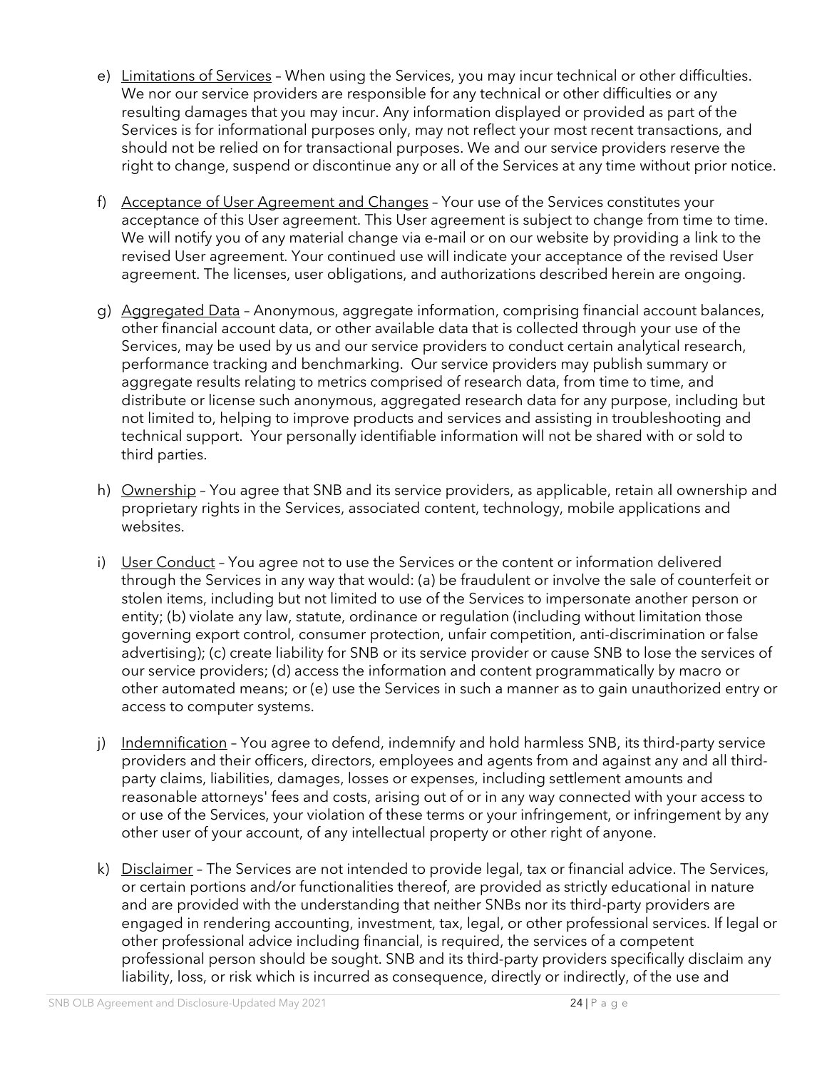e) Limitations of Services – When using the Services, you may incur technical or other difficulties. We nor our service providers are responsible for any technical or other difficulties or any resulting damages that you may incur. Any information displayed or provided as part of the Services is for informational purposes only, may not reflect your most recent transactions, and should not be relied on for transactional purposes. We and our service providers reserve the right to change, suspend or discontinue any or all of the Services at any time without prior notice.

f) Acceptance of User Agreement and Changes – Your use of the Services constitutes your acceptance of this User agreement. This User agreement is subject to change from time to time. We will notify you of any material change via e-mail or on our website by providing a link to the revised User agreement. Your continued use will indicate your acceptance of the revised User agreement. The licenses, user obligations, and authorizations described herein are ongoing.

g) Aggregated Data – Anonymous, aggregate information, comprising financial account balances, other financial account data, or other available data that is collected through your use of the Services, may be used by us and our service providers to conduct certain analytical research, performance tracking and benchmarking. Our service providers may publish summary or aggregate results relating to metrics comprised of research data, from time to time, and distribute or license such anonymous, aggregated research data for any purpose, including but not limited to, helping to improve products and services and assisting in troubleshooting and technical support. Your personally identifiable information will not be shared with or sold to third parties.

h) Ownership – You agree that SNB and its service providers, as applicable, retain all ownership and proprietary rights in the Services, associated content, technology, mobile applications and websites.

i) User Conduct – You agree not to use the Services or the content or information delivered through the Services in any way that would: (a) be fraudulent or involve the sale of counterfeit or stolen items, including but not limited to use of the Services to impersonate another person or entity; (b) violate any law, statute, ordinance or regulation (including without limitation those governing export control, consumer protection, unfair competition, anti-discrimination or false advertising); (c) create liability for SNB or its service provider or cause SNB to lose the services of our service providers; (d) access the information and content programmatically by macro or other automated means; or (e) use the Services in such a manner as to gain unauthorized entry or access to computer systems.

j) Indemnification – You agree to defend, indemnify and hold harmless SNB, its third-party service providers and their officers, directors, employees and agents from and against any and all third-party claims, liabilities, damages, losses or expenses, including settlement amounts and reasonable attorneys' fees and costs, arising out of or in any way connected with your access to or use of the Services, your violation of these terms or your infringement, or infringement by any other user of your account, of any intellectual property or other right of anyone.

k) Disclaimer – The Services are not intended to provide legal, tax or financial advice. The Services, or certain portions and/or functionalities thereof, are provided as strictly educational in nature and are provided with the understanding that neither SNBs nor its third-party providers are engaged in rendering accounting, investment, tax, legal, or other professional services. If legal or other professional advice including financial, is required, the services of a competent professional person should be sought. SNB and its third-party providers specifically disclaim any liability, loss, or risk which is incurred as consequence, directly or indirectly, of the use and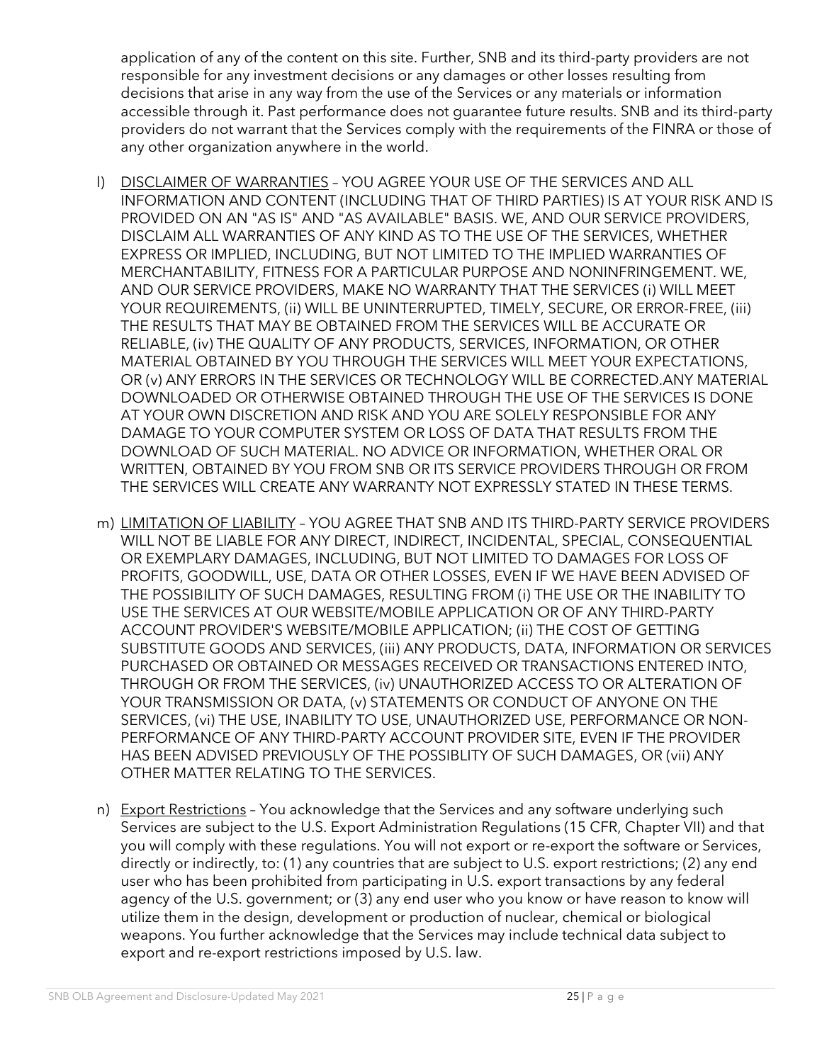application of any of the content on this site. Further, SNB and its third-party providers are not responsible for any investment decisions or any damages or other losses resulting from decisions that arise in any way from the use of the Services or any materials or information accessible through it. Past performance does not guarantee future results. SNB and its third-party providers do not warrant that the Services comply with the requirements of the FINRA or those of any other organization anywhere in the world.

l) <u>DISCLAIMER OF WARRANTIES</u> – YOU AGREE YOUR USE OF THE SERVICES AND ALL INFORMATION AND CONTENT (INCLUDING THAT OF THIRD PARTIES) IS AT YOUR RISK AND IS PROVIDED ON AN "AS IS" AND "AS AVAILABLE" BASIS. WE, AND OUR SERVICE PROVIDERS, DISCLAIM ALL WARRANTIES OF ANY KIND AS TO THE USE OF THE SERVICES, WHETHER EXPRESS OR IMPLIED, INCLUDING, BUT NOT LIMITED TO THE IMPLIED WARRANTIES OF MERCHANTABILITY, FITNESS FOR A PARTICULAR PURPOSE AND NONINFRINGEMENT. WE, AND OUR SERVICE PROVIDERS, MAKE NO WARRANTY THAT THE SERVICES (i) WILL MEET YOUR REQUIREMENTS, (ii) WILL BE UNINTERRUPTED, TIMELY, SECURE, OR ERROR-FREE, (iii) THE RESULTS THAT MAY BE OBTAINED FROM THE SERVICES WILL BE ACCURATE OR RELIABLE, (iv) THE QUALITY OF ANY PRODUCTS, SERVICES, INFORMATION, OR OTHER MATERIAL OBTAINED BY YOU THROUGH THE SERVICES WILL MEET YOUR EXPECTATIONS, OR (v) ANY ERRORS IN THE SERVICES OR TECHNOLOGY WILL BE CORRECTED.ANY MATERIAL DOWNLOADED OR OTHERWISE OBTAINED THROUGH THE USE OF THE SERVICES IS DONE AT YOUR OWN DISCRETION AND RISK AND YOU ARE SOLELY RESPONSIBLE FOR ANY DAMAGE TO YOUR COMPUTER SYSTEM OR LOSS OF DATA THAT RESULTS FROM THE DOWNLOAD OF SUCH MATERIAL. NO ADVICE OR INFORMATION, WHETHER ORAL OR WRITTEN, OBTAINED BY YOU FROM SNB OR ITS SERVICE PROVIDERS THROUGH OR FROM THE SERVICES WILL CREATE ANY WARRANTY NOT EXPRESSLY STATED IN THESE TERMS.

m) <u>LIMITATION OF LIABILITY</u> – YOU AGREE THAT SNB AND ITS THIRD-PARTY SERVICE PROVIDERS WILL NOT BE LIABLE FOR ANY DIRECT, INDIRECT, INCIDENTAL, SPECIAL, CONSEQUENTIAL OR EXEMPLARY DAMAGES, INCLUDING, BUT NOT LIMITED TO DAMAGES FOR LOSS OF PROFITS, GOODWILL, USE, DATA OR OTHER LOSSES, EVEN IF WE HAVE BEEN ADVISED OF THE POSSIBILITY OF SUCH DAMAGES, RESULTING FROM (i) THE USE OR THE INABILITY TO USE THE SERVICES AT OUR WEBSITE/MOBILE APPLICATION OR OF ANY THIRD-PARTY ACCOUNT PROVIDER'S WEBSITE/MOBILE APPLICATION; (ii) THE COST OF GETTING SUBSTITUTE GOODS AND SERVICES, (iii) ANY PRODUCTS, DATA, INFORMATION OR SERVICES PURCHASED OR OBTAINED OR MESSAGES RECEIVED OR TRANSACTIONS ENTERED INTO, THROUGH OR FROM THE SERVICES, (iv) UNAUTHORIZED ACCESS TO OR ALTERATION OF YOUR TRANSMISSION OR DATA, (v) STATEMENTS OR CONDUCT OF ANYONE ON THE SERVICES, (vi) THE USE, INABILITY TO USE, UNAUTHORIZED USE, PERFORMANCE OR NON-PERFORMANCE OF ANY THIRD-PARTY ACCOUNT PROVIDER SITE, EVEN IF THE PROVIDER HAS BEEN ADVISED PREVIOUSLY OF THE POSSIBLITY OF SUCH DAMAGES, OR (vii) ANY OTHER MATTER RELATING TO THE SERVICES.

n) <u>Export Restrictions</u> – You acknowledge that the Services and any software underlying such Services are subject to the U.S. Export Administration Regulations (15 CFR, Chapter VII) and that you will comply with these regulations. You will not export or re-export the software or Services, directly or indirectly, to: (1) any countries that are subject to U.S. export restrictions; (2) any end user who has been prohibited from participating in U.S. export transactions by any federal agency of the U.S. government; or (3) any end user who you know or have reason to know will utilize them in the design, development or production of nuclear, chemical or biological weapons. You further acknowledge that the Services may include technical data subject to export and re-export restrictions imposed by U.S. law.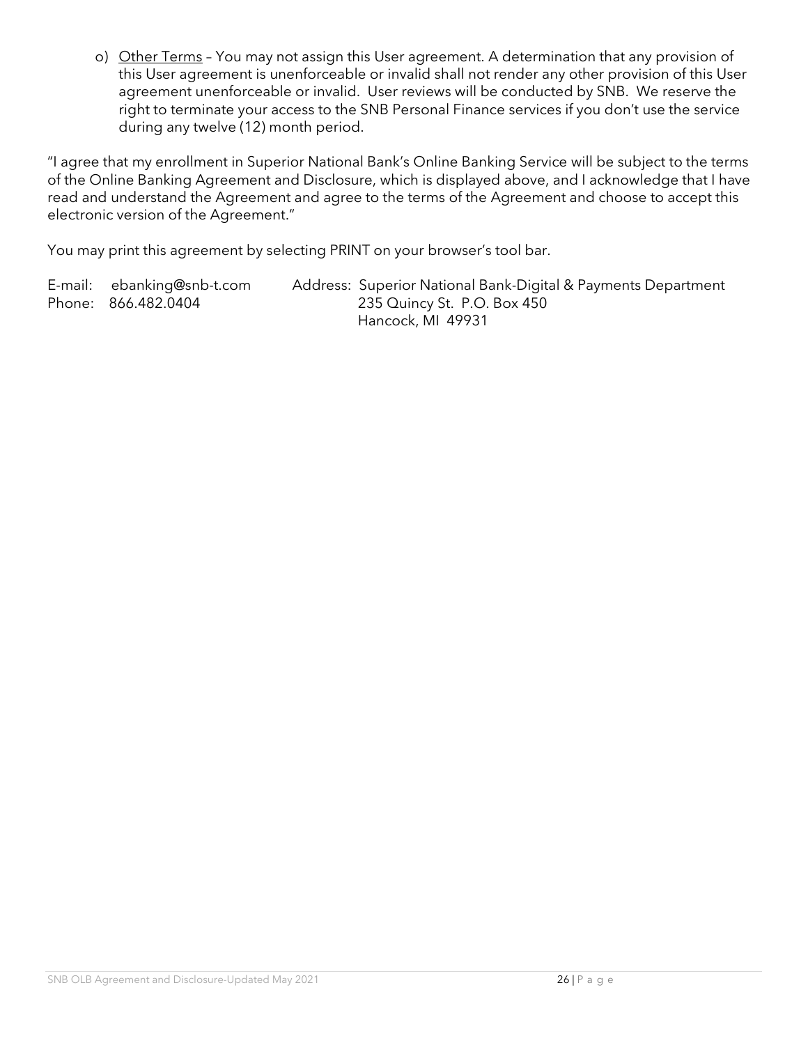o) Other Terms – You may not assign this User agreement. A determination that any provision of this User agreement is unenforceable or invalid shall not render any other provision of this User agreement unenforceable or invalid. User reviews will be conducted by SNB. We reserve the right to terminate your access to the SNB Personal Finance services if you don't use the service during any twelve (12) month period.

"I agree that my enrollment in Superior National Bank's Online Banking Service will be subject to the terms of the Online Banking Agreement and Disclosure, which is displayed above, and I acknowledge that I have read and understand the Agreement and agree to the terms of the Agreement and choose to accept this electronic version of the Agreement."

You may print this agreement by selecting PRINT on your browser's tool bar.

E-mail: ebanking@snb-t.com
Phone: 866.482.0404

Address: Superior National Bank-Digital & Payments Department
235 Quincy St. P.O. Box 450
Hancock, MI 49931